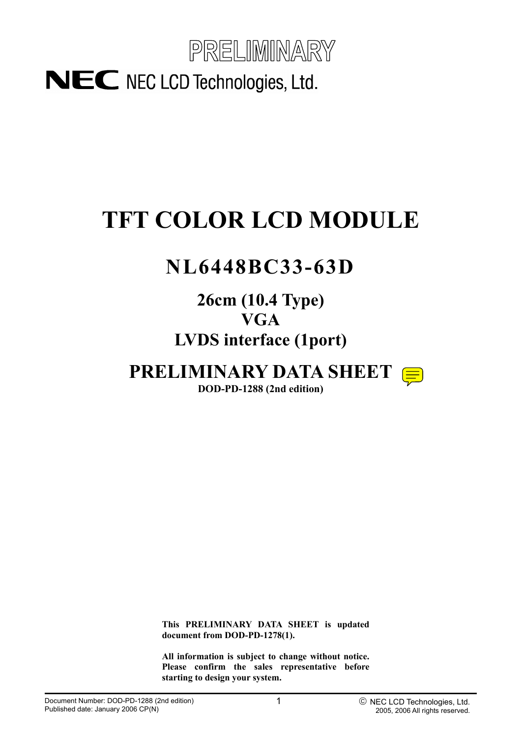PRELIMINARY

NEC LCD Technologies, Ltd.

# TFT COLOR LCD MODULE

## NL6448BC33-63D

### 26cm (10.4 Type)
### VGA
### LVDS interface (1port)

## PRELIMINARY DATA SHEET

**DOD-PD-1288 (2nd edition)**

**This PRELIMINARY DATA SHEET is updated document from DOD-PD-1278(1).**

**All information is subject to change without notice. Please confirm the sales representative before starting to design your system.**

Document Number: DOD-PD-1288 (2nd edition)
Published date: January 2006 CP(N)

© NEC LCD Technologies, Ltd. 2005, 2006 All rights reserved.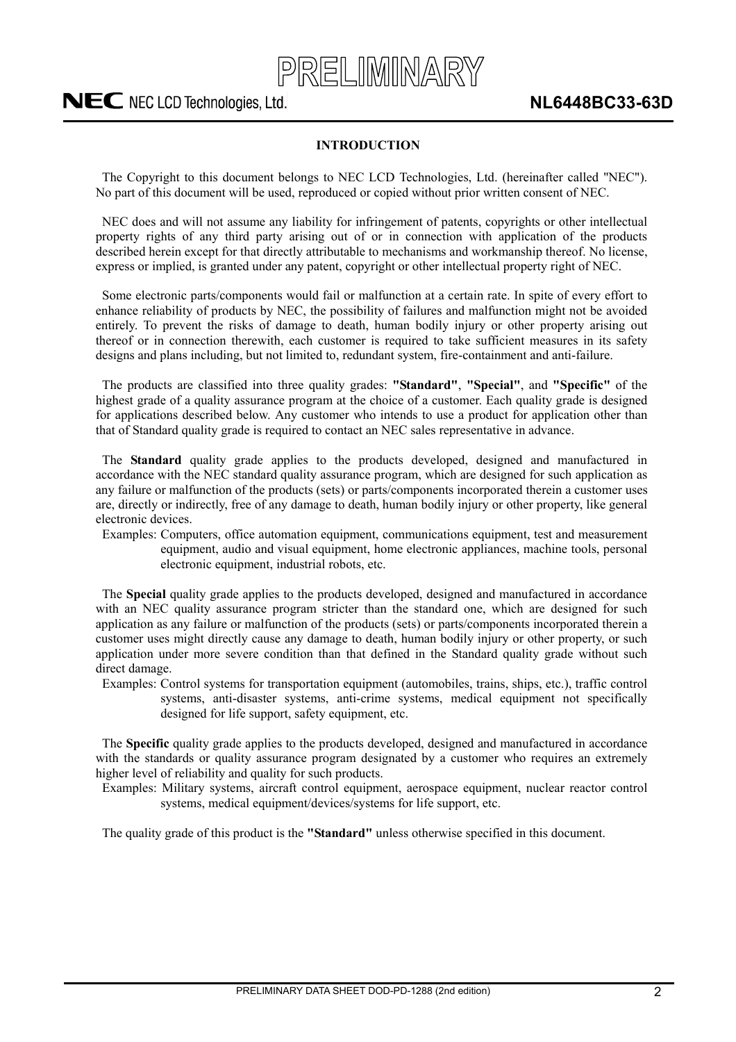## INTRODUCTION

The Copyright to this document belongs to NEC LCD Technologies, Ltd. (hereinafter called "NEC"). No part of this document will be used, reproduced or copied without prior written consent of NEC.

NEC does and will not assume any liability for infringement of patents, copyrights or other intellectual property rights of any third party arising out of or in connection with application of the products described herein except for that directly attributable to mechanisms and workmanship thereof. No license, express or implied, is granted under any patent, copyright or other intellectual property right of NEC.

Some electronic parts/components would fail or malfunction at a certain rate. In spite of every effort to enhance reliability of products by NEC, the possibility of failures and malfunction might not be avoided entirely. To prevent the risks of damage to death, human bodily injury or other property arising out thereof or in connection therewith, each customer is required to take sufficient measures in its safety designs and plans including, but not limited to, redundant system, fire-containment and anti-failure.

The products are classified into three quality grades: **"Standard"**, **"Special"**, and **"Specific"** of the highest grade of a quality assurance program at the choice of a customer. Each quality grade is designed for applications described below. Any customer who intends to use a product for application other than that of Standard quality grade is required to contact an NEC sales representative in advance.

The **Standard** quality grade applies to the products developed, designed and manufactured in accordance with the NEC standard quality assurance program, which are designed for such application as any failure or malfunction of the products (sets) or parts/components incorporated therein a customer uses are, directly or indirectly, free of any damage to death, human bodily injury or other property, like general electronic devices.

Examples: Computers, office automation equipment, communications equipment, test and measurement equipment, audio and visual equipment, home electronic appliances, machine tools, personal electronic equipment, industrial robots, etc.

The **Special** quality grade applies to the products developed, designed and manufactured in accordance with an NEC quality assurance program stricter than the standard one, which are designed for such application as any failure or malfunction of the products (sets) or parts/components incorporated therein a customer uses might directly cause any damage to death, human bodily injury or other property, or such application under more severe condition than that defined in the Standard quality grade without such direct damage.

Examples: Control systems for transportation equipment (automobiles, trains, ships, etc.), traffic control systems, anti-disaster systems, anti-crime systems, medical equipment not specifically designed for life support, safety equipment, etc.

The **Specific** quality grade applies to the products developed, designed and manufactured in accordance with the standards or quality assurance program designated by a customer who requires an extremely higher level of reliability and quality for such products.

Examples: Military systems, aircraft control equipment, aerospace equipment, nuclear reactor control systems, medical equipment/devices/systems for life support, etc.

The quality grade of this product is the **"Standard"** unless otherwise specified in this document.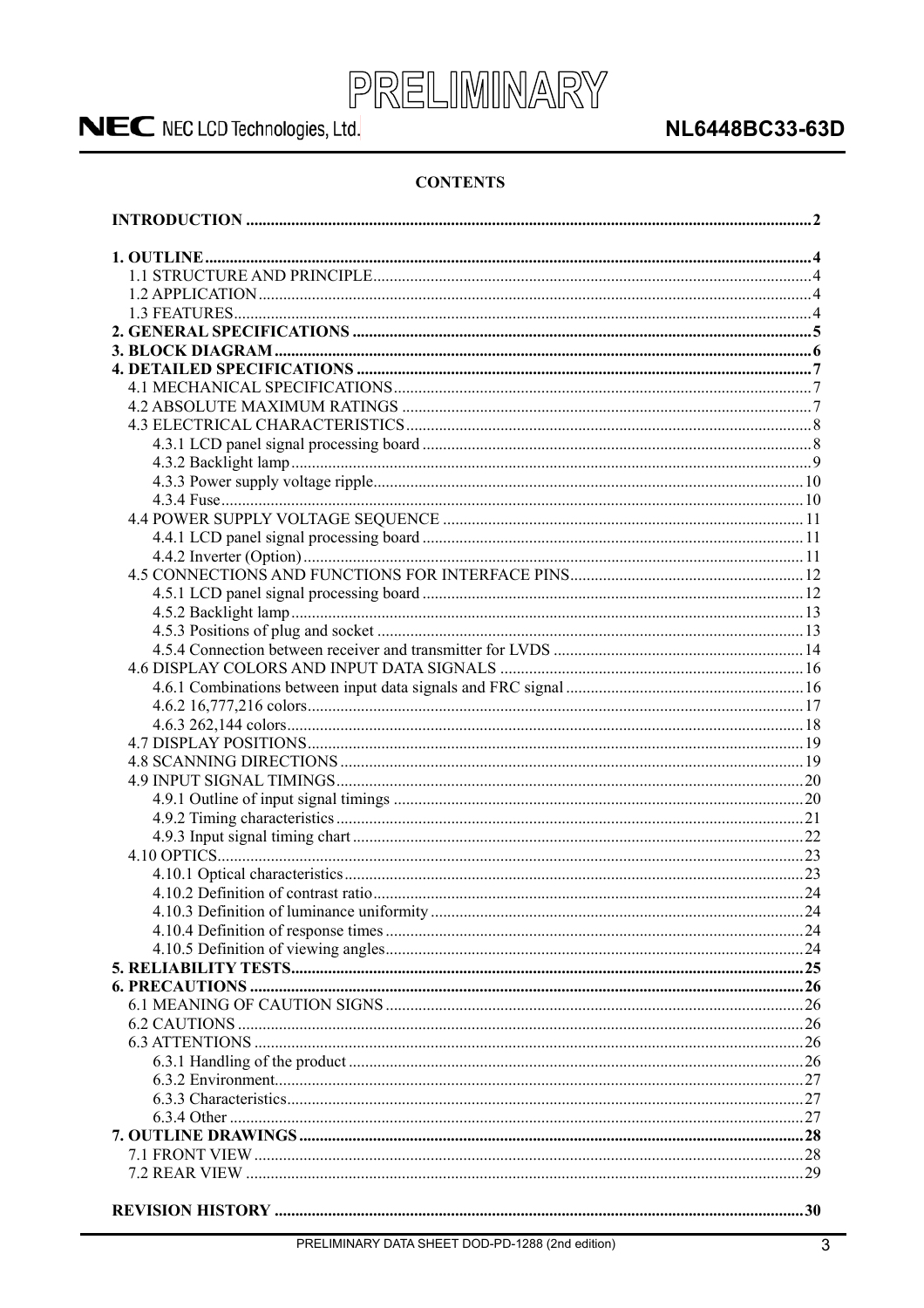**CONTENTS**

**INTRODUCTION** ........ 2

**1. OUTLINE** ........ 4
- 1.1 STRUCTURE AND PRINCIPLE ........ 4
- 1.2 APPLICATION ........ 4
- 1.3 FEATURES ........ 4

**2. GENERAL SPECIFICATIONS** ........ 5

**3. BLOCK DIAGRAM** ........ 6

**4. DETAILED SPECIFICATIONS** ........ 7
- 4.1 MECHANICAL SPECIFICATIONS ........ 7
- 4.2 ABSOLUTE MAXIMUM RATINGS ........ 7
- 4.3 ELECTRICAL CHARACTERISTICS ........ 8
  - 4.3.1 LCD panel signal processing board ........ 8
  - 4.3.2 Backlight lamp ........ 9
  - 4.3.3 Power supply voltage ripple ........ 10
  - 4.3.4 Fuse ........ 10
- 4.4 POWER SUPPLY VOLTAGE SEQUENCE ........ 11
  - 4.4.1 LCD panel signal processing board ........ 11
  - 4.4.2 Inverter (Option) ........ 11
- 4.5 CONNECTIONS AND FUNCTIONS FOR INTERFACE PINS ........ 12
  - 4.5.1 LCD panel signal processing board ........ 12
  - 4.5.2 Backlight lamp ........ 13
  - 4.5.3 Positions of plug and socket ........ 13
  - 4.5.4 Connection between receiver and transmitter for LVDS ........ 14
- 4.6 DISPLAY COLORS AND INPUT DATA SIGNALS ........ 16
  - 4.6.1 Combinations between input data signals and FRC signal ........ 16
  - 4.6.2 16,777,216 colors ........ 17
  - 4.6.3 262,144 colors ........ 18
- 4.7 DISPLAY POSITIONS ........ 19
- 4.8 SCANNING DIRECTIONS ........ 19
- 4.9 INPUT SIGNAL TIMINGS ........ 20
  - 4.9.1 Outline of input signal timings ........ 20
  - 4.9.2 Timing characteristics ........ 21
  - 4.9.3 Input signal timing chart ........ 22
- 4.10 OPTICS ........ 23
  - 4.10.1 Optical characteristics ........ 23
  - 4.10.2 Definition of contrast ratio ........ 24
  - 4.10.3 Definition of luminance uniformity ........ 24
  - 4.10.4 Definition of response times ........ 24
  - 4.10.5 Definition of viewing angles ........ 24

**5. RELIABILITY TESTS** ........ 25

**6. PRECAUTIONS** ........ 26
- 6.1 MEANING OF CAUTION SIGNS ........ 26
- 6.2 CAUTIONS ........ 26
- 6.3 ATTENTIONS ........ 26
  - 6.3.1 Handling of the product ........ 26
  - 6.3.2 Environment ........ 27
  - 6.3.3 Characteristics ........ 27
  - 6.3.4 Other ........ 27

**7. OUTLINE DRAWINGS** ........ 28
- 7.1 FRONT VIEW ........ 28
- 7.2 REAR VIEW ........ 29

**REVISION HISTORY** ........ 30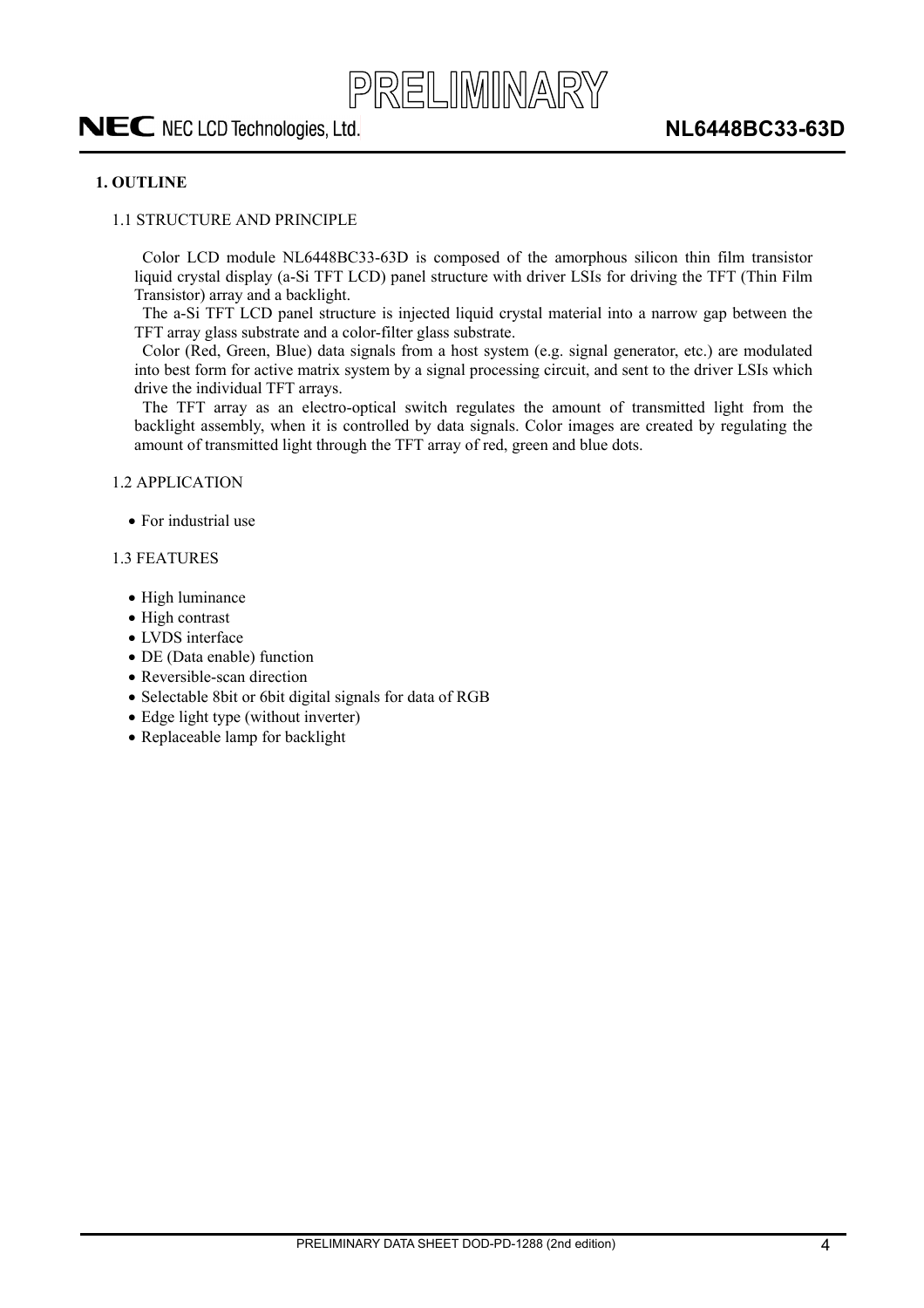## 1. OUTLINE

### 1.1 STRUCTURE AND PRINCIPLE

Color LCD module NL6448BC33-63D is composed of the amorphous silicon thin film transistor liquid crystal display (a-Si TFT LCD) panel structure with driver LSIs for driving the TFT (Thin Film Transistor) array and a backlight.

The a-Si TFT LCD panel structure is injected liquid crystal material into a narrow gap between the TFT array glass substrate and a color-filter glass substrate.

Color (Red, Green, Blue) data signals from a host system (e.g. signal generator, etc.) are modulated into best form for active matrix system by a signal processing circuit, and sent to the driver LSIs which drive the individual TFT arrays.

The TFT array as an electro-optical switch regulates the amount of transmitted light from the backlight assembly, when it is controlled by data signals. Color images are created by regulating the amount of transmitted light through the TFT array of red, green and blue dots.

### 1.2 APPLICATION

- For industrial use

### 1.3 FEATURES

- High luminance
- High contrast
- LVDS interface
- DE (Data enable) function
- Reversible-scan direction
- Selectable 8bit or 6bit digital signals for data of RGB
- Edge light type (without inverter)
- Replaceable lamp for backlight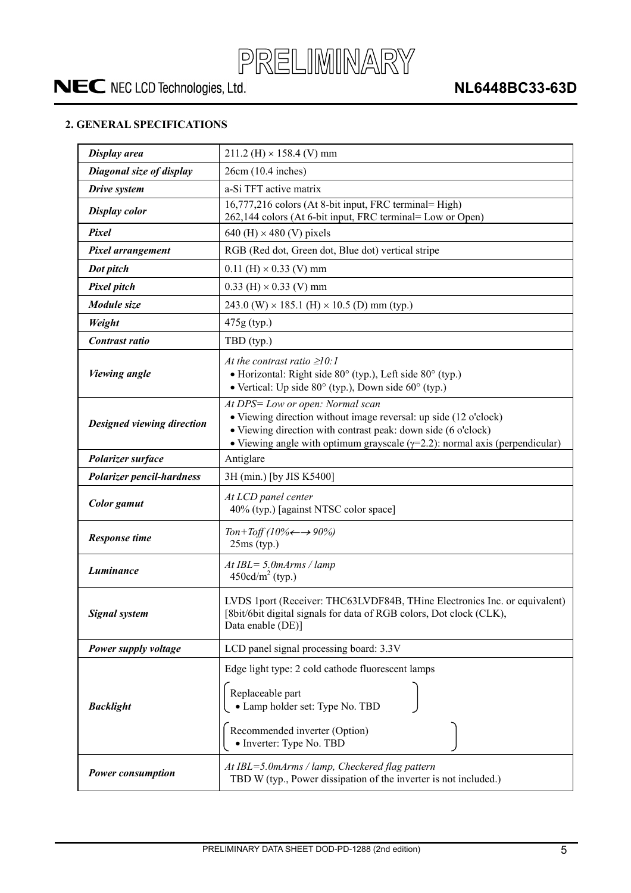## 2. GENERAL SPECIFICATIONS

| | |
|---|---|
| ***Display area*** | 211.2 (H) × 158.4 (V) mm |
| ***Diagonal size of display*** | 26cm (10.4 inches) |
| ***Drive system*** | a-Si TFT active matrix |
| ***Display color*** | 16,777,216 colors (At 8-bit input, FRC terminal= High)<br>262,144 colors (At 6-bit input, FRC terminal= Low or Open) |
| ***Pixel*** | 640 (H) × 480 (V) pixels |
| ***Pixel arrangement*** | RGB (Red dot, Green dot, Blue dot) vertical stripe |
| ***Dot pitch*** | 0.11 (H) × 0.33 (V) mm |
| ***Pixel pitch*** | 0.33 (H) × 0.33 (V) mm |
| ***Module size*** | 243.0 (W) × 185.1 (H) × 10.5 (D) mm (typ.) |
| ***Weight*** | 475g (typ.) |
| ***Contrast ratio*** | TBD (typ.) |
| ***Viewing angle*** | *At the contrast ratio ≥10:1*<br>• Horizontal: Right side 80° (typ.), Left side 80° (typ.)<br>• Vertical: Up side 80° (typ.), Down side 60° (typ.) |
| ***Designed viewing direction*** | *At DPS= Low or open: Normal scan*<br>• Viewing direction without image reversal: up side (12 o'clock)<br>• Viewing direction with contrast peak: down side (6 o'clock)<br>• Viewing angle with optimum grayscale ($\gamma$=2.2): normal axis (perpendicular) |
| ***Polarizer surface*** | Antiglare |
| ***Polarizer pencil-hardness*** | 3H (min.) [by JIS K5400] |
| ***Color gamut*** | *At LCD panel center*<br>40% (typ.) [against NTSC color space] |
| ***Response time*** | *Ton+Toff (10%←→90%)*<br>25ms (typ.) |
| ***Luminance*** | *At IBL= 5.0mArms / lamp*<br>450cd/m$^2$ (typ.) |
| ***Signal system*** | LVDS 1port (Receiver: THC63LVDF84B, THine Electronics Inc. or equivalent)<br>[8bit/6bit digital signals for data of RGB colors, Dot clock (CLK), Data enable (DE)] |
| ***Power supply voltage*** | LCD panel signal processing board: 3.3V |
| ***Backlight*** | Edge light type: 2 cold cathode fluorescent lamps<br>( Replaceable part<br>• Lamp holder set: Type No. TBD )<br>( Recommended inverter (Option)<br>• Inverter: Type No. TBD ) |
| ***Power consumption*** | *At IBL=5.0mArms / lamp, Checkered flag pattern*<br>TBD W (typ., Power dissipation of the inverter is not included.) |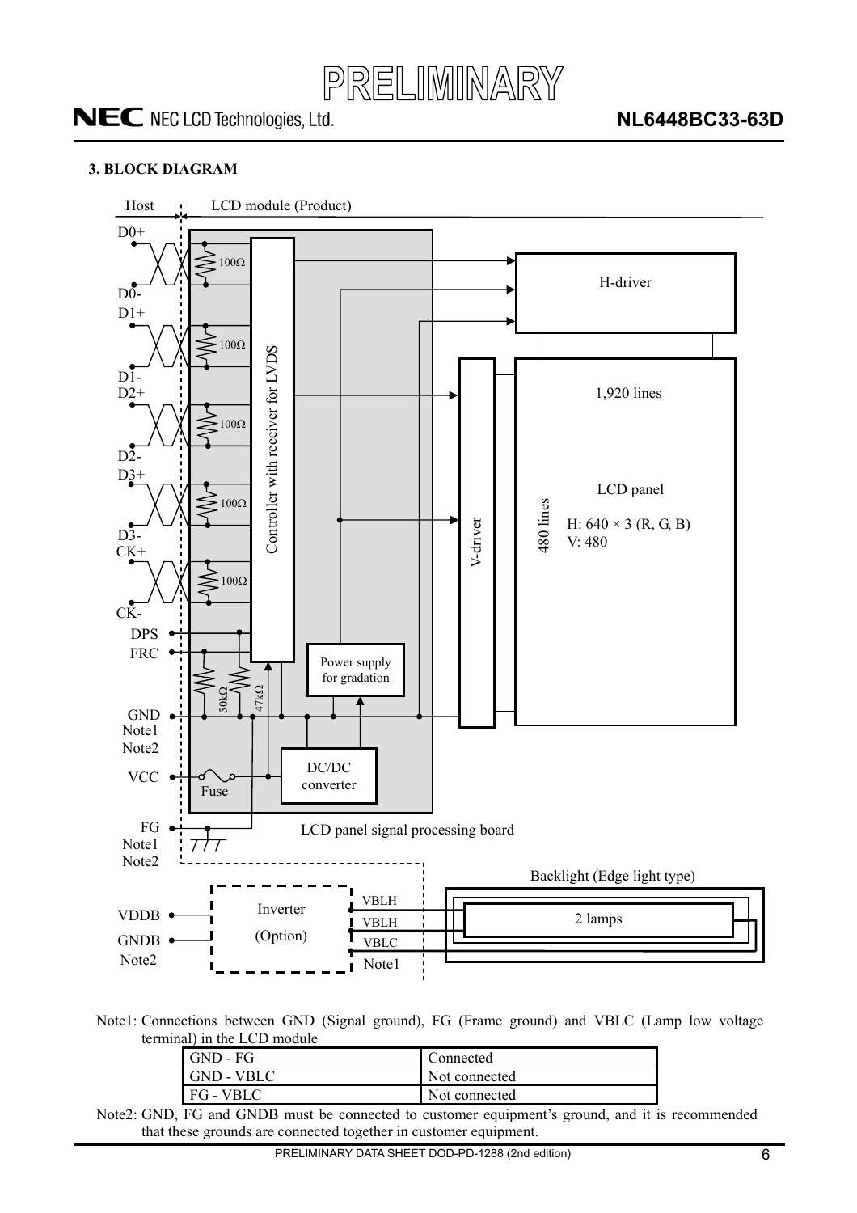## 3. BLOCK DIAGRAM

Note1: Connections between GND (Signal ground), FG (Frame ground) and VBLC (Lamp low voltage terminal) in the LCD module

| | |
|---|---|
| GND - FG | Connected |
| GND - VBLC | Not connected |
| FG - VBLC | Not connected |

Note2: GND, FG and GNDB must be connected to customer equipment's ground, and it is recommended that these grounds are connected together in customer equipment.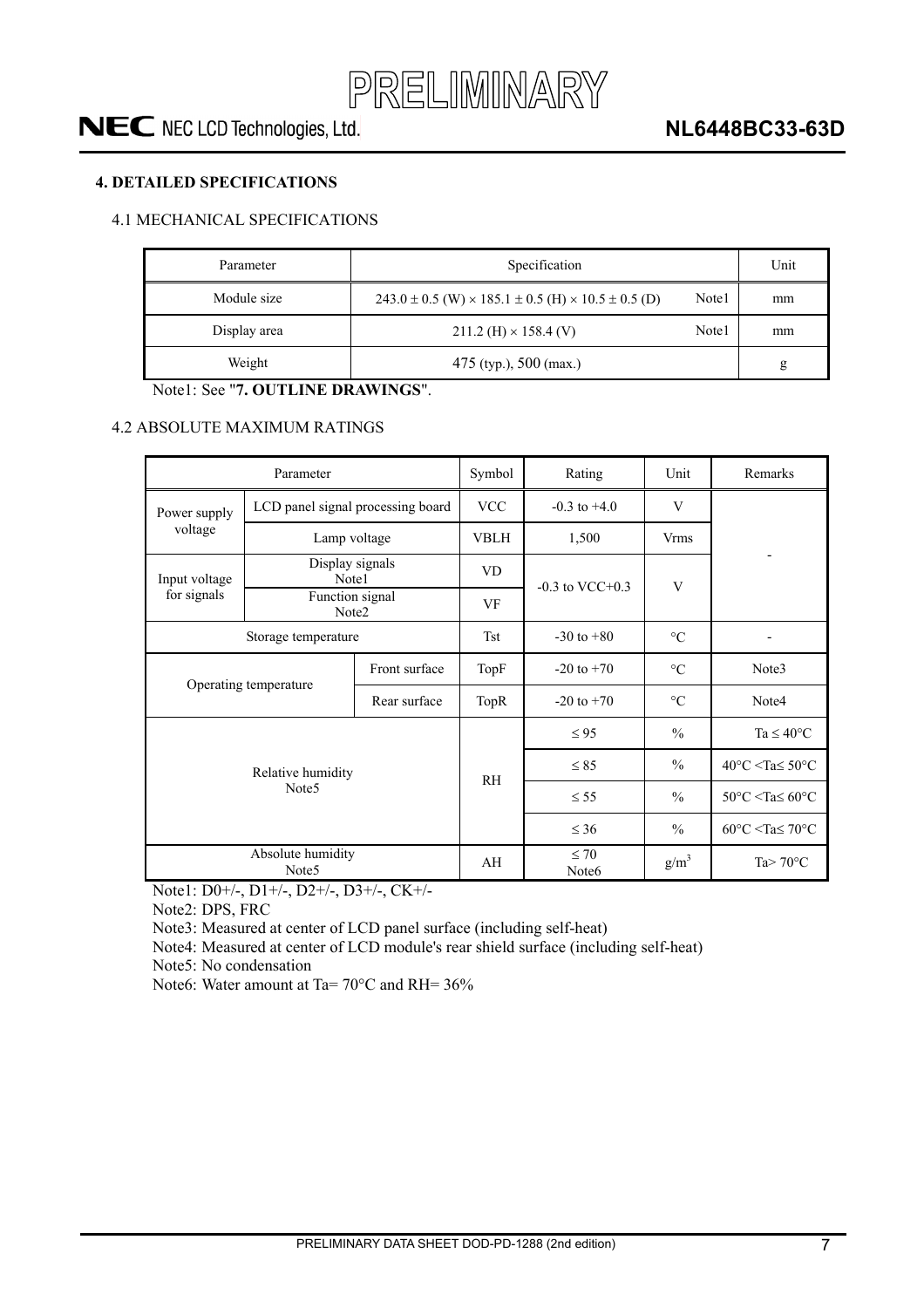## 4. DETAILED SPECIFICATIONS

### 4.1 MECHANICAL SPECIFICATIONS

| Parameter | Specification | | Unit |
|---|---|---|---|
| Module size | 243.0 ± 0.5 (W) × 185.1 ± 0.5 (H) × 10.5 ± 0.5 (D) | Note1 | mm |
| Display area | 211.2 (H) × 158.4 (V) | Note1 | mm |
| Weight | 475 (typ.), 500 (max.) | | g |

Note1: See "**7. OUTLINE DRAWINGS**".

### 4.2 ABSOLUTE MAXIMUM RATINGS

| Parameter | | Symbol | Rating | Unit | Remarks |
|---|---|---|---|---|---|
| Power supply voltage | LCD panel signal processing board | VCC | -0.3 to +4.0 | V | - |
| | Lamp voltage | VBLH | 1,500 | Vrms | |
| Input voltage for signals | Display signals Note1 | VD | -0.3 to VCC+0.3 | V | |
| | Function signal Note2 | VF | | | |
| Storage temperature | | Tst | -30 to +80 | °C | - |
| Operating temperature | Front surface | TopF | -20 to +70 | °C | Note3 |
| | Rear surface | TopR | -20 to +70 | °C | Note4 |
| Relative humidity Note5 | | RH | ≤ 95 | % | Ta ≤ 40°C |
| | | | ≤ 85 | % | 40°C <Ta≤ 50°C |
| | | | ≤ 55 | % | 50°C <Ta≤ 60°C |
| | | | ≤ 36 | % | 60°C <Ta≤ 70°C |
| Absolute humidity Note5 | | AH | ≤ 70 Note6 | $g/m^3$ | Ta> 70°C |

Note1: D0+/-, D1+/-, D2+/-, D3+/-, CK+/-

Note2: DPS, FRC

Note3: Measured at center of LCD panel surface (including self-heat)

Note4: Measured at center of LCD module's rear shield surface (including self-heat)

Note5: No condensation

Note6: Water amount at Ta= 70°C and RH= 36%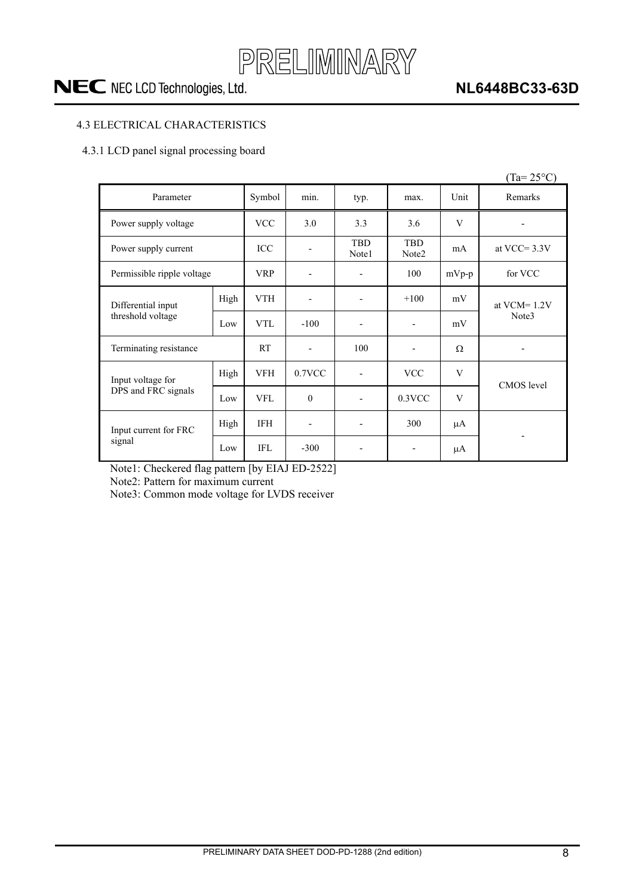### 4.3 ELECTRICAL CHARACTERISTICS

#### 4.3.1 LCD panel signal processing board

(Ta= 25°C)

| Parameter | | Symbol | min. | typ. | max. | Unit | Remarks |
|---|---|---|---|---|---|---|---|
| Power supply voltage | | VCC | 3.0 | 3.3 | 3.6 | V | - |
| Power supply current | | ICC | - | TBD Note1 | TBD Note2 | mA | at VCC= 3.3V |
| Permissible ripple voltage | | VRP | - | - | 100 | mVp-p | for VCC |
| Differential input threshold voltage | High | VTH | - | - | +100 | mV | at VCM= 1.2V Note3 |
| | Low | VTL | -100 | - | - | mV | |
| Terminating resistance | | RT | - | 100 | - | Ω | - |
| Input voltage for DPS and FRC signals | High | VFH | 0.7VCC | - | VCC | V | CMOS level |
| | Low | VFL | 0 | - | 0.3VCC | V | |
| Input current for FRC signal | High | IFH | - | - | 300 | μA | - |
| | Low | IFL | -300 | - | - | μA | |

Note1: Checkered flag pattern [by EIAJ ED-2522]

Note2: Pattern for maximum current

Note3: Common mode voltage for LVDS receiver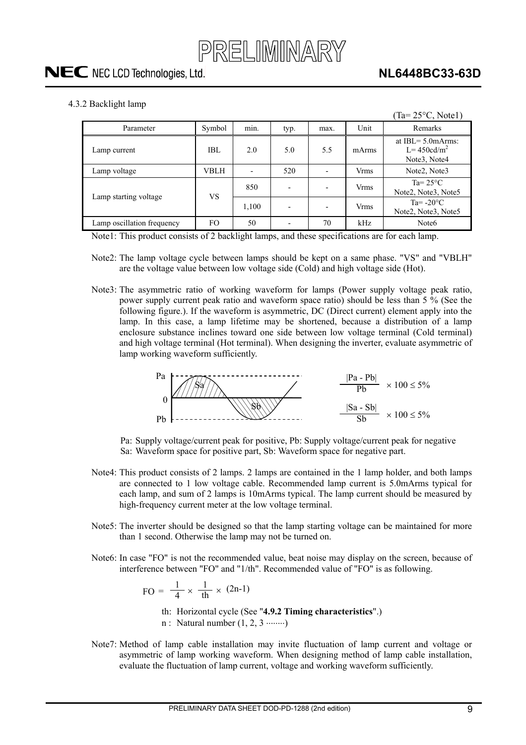#### 4.3.2 Backlight lamp

(Ta= 25°C, Note1)

| Parameter | Symbol | min. | typ. | max. | Unit | Remarks |
|---|---|---|---|---|---|---|
| Lamp current | IBL | 2.0 | 5.0 | 5.5 | mArms | at IBL= 5.0mArms: L= 450cd/m$^2$ Note3, Note4 |
| Lamp voltage | VBLH | - | 520 | - | Vrms | Note2, Note3 |
| Lamp starting voltage | VS | 850 | - | - | Vrms | Ta= 25°C Note2, Note3, Note5 |
| | | 1,100 | - | - | Vrms | Ta= -20°C Note2, Note3, Note5 |
| Lamp oscillation frequency | FO | 50 | - | 70 | kHz | Note6 |

Note1: This product consists of 2 backlight lamps, and these specifications are for each lamp.

Note2: The lamp voltage cycle between lamps should be kept on a same phase. "VS" and "VBLH" are the voltage value between low voltage side (Cold) and high voltage side (Hot).

Note3: The asymmetric ratio of working waveform for lamps (Power supply voltage peak ratio, power supply current peak ratio and waveform space ratio) should be less than 5 % (See the following figure.). If the waveform is asymmetric, DC (Direct current) element apply into the lamp. In this case, a lamp lifetime may be shortened, because a distribution of a lamp enclosure substance inclines toward one side between low voltage terminal (Cold terminal) and high voltage terminal (Hot terminal). When designing the inverter, evaluate asymmetric of lamp working waveform sufficiently.

$$\frac{|Pa - Pb|}{Pb} \times 100 \leq 5\%$$

$$\frac{|Sa - Sb|}{Sb} \times 100 \leq 5\%$$

Pa: Supply voltage/current peak for positive, Pb: Supply voltage/current peak for negative
Sa: Waveform space for positive part, Sb: Waveform space for negative part.

Note4: This product consists of 2 lamps. 2 lamps are contained in the 1 lamp holder, and both lamps are connected to 1 low voltage cable. Recommended lamp current is 5.0mArms typical for each lamp, and sum of 2 lamps is 10mArms typical. The lamp current should be measured by high-frequency current meter at the low voltage terminal.

Note5: The inverter should be designed so that the lamp starting voltage can be maintained for more than 1 second. Otherwise the lamp may not be turned on.

Note6: In case "FO" is not the recommended value, beat noise may display on the screen, because of interference between "FO" and "1/th". Recommended value of "FO" is as following.

$$FO = \frac{1}{4} \times \frac{1}{th} \times (2n-1)$$

th: Horizontal cycle (See "**4.9.2 Timing characteristics**".)
n : Natural number (1, 2, 3 ········)

Note7: Method of lamp cable installation may invite fluctuation of lamp current and voltage or asymmetric of lamp working waveform. When designing method of lamp cable installation, evaluate the fluctuation of lamp current, voltage and working waveform sufficiently.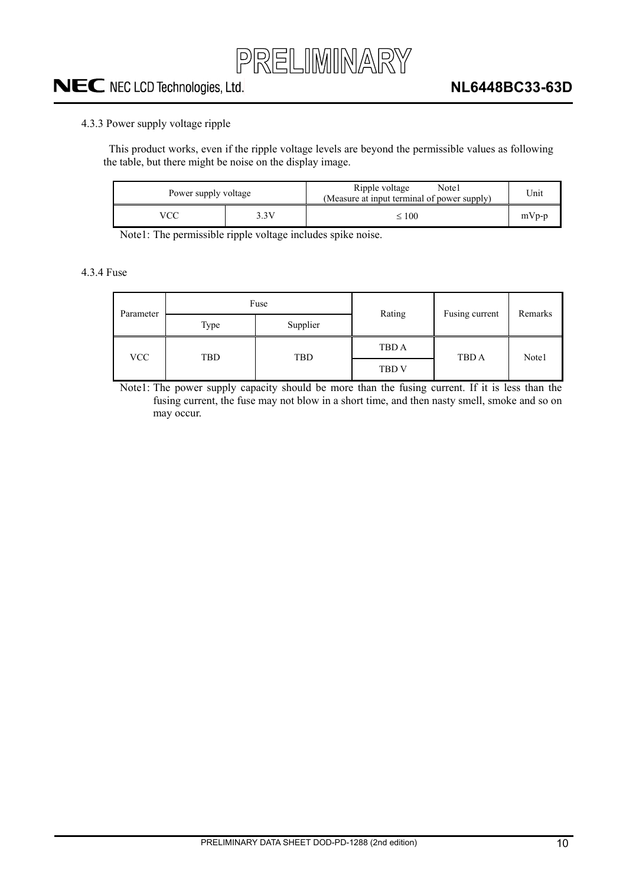### 4.3.3 Power supply voltage ripple

This product works, even if the ripple voltage levels are beyond the permissible values as following the table, but there might be noise on the display image.

| Power supply voltage | | Ripple voltage Note1 (Measure at input terminal of power supply) | Unit |
|---|---|---|---|
| VCC | 3.3V | ≤ 100 | mVp-p |

Note1: The permissible ripple voltage includes spike noise.

### 4.3.4 Fuse

| Parameter | Fuse | | Rating | Fusing current | Remarks |
|---|---|---|---|---|---|
| | Type | Supplier | | | |
| VCC | TBD | TBD | TBD A | TBD A | Note1 |
| | | | TBD V | | |

Note1: The power supply capacity should be more than the fusing current. If it is less than the fusing current, the fuse may not blow in a short time, and then nasty smell, smoke and so on may occur.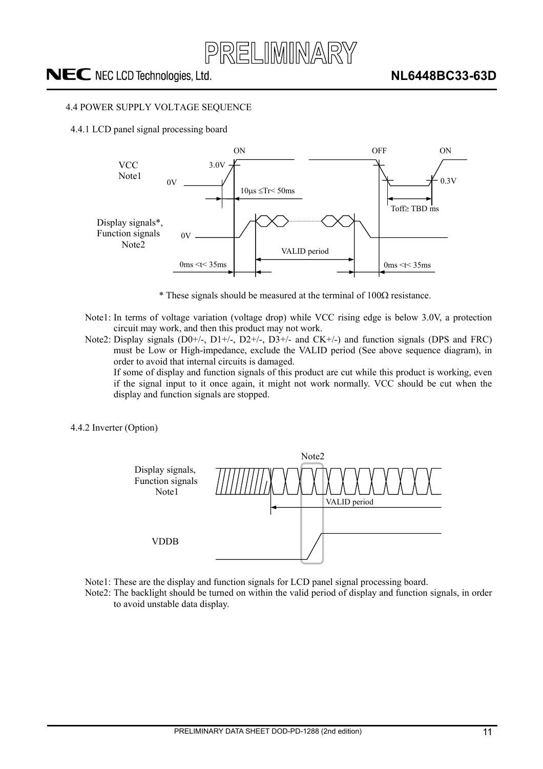## 4.4 POWER SUPPLY VOLTAGE SEQUENCE

### 4.4.1 LCD panel signal processing board

VCC Note1 — ON / OFF / ON; 3.0V; 0V; 0.3V; 10μs ≤Tr< 50ms; Toff≥ TBD ms

Display signals*, Function signals Note2 — 0V; VALID period; 0ms <t< 35ms; 0ms <t< 35ms

\* These signals should be measured at the terminal of 100Ω resistance.

Note1: In terms of voltage variation (voltage drop) while VCC rising edge is below 3.0V, a protection circuit may work, and then this product may not work.

Note2: Display signals (D0+/-, D1+/-, D2+/-, D3+/- and CK+/-) and function signals (DPS and FRC) must be Low or High-impedance, exclude the VALID period (See above sequence diagram), in order to avoid that internal circuits is damaged.
If some of display and function signals of this product are cut while this product is working, even if the signal input to it once again, it might not work normally. VCC should be cut when the display and function signals are stopped.

### 4.4.2 Inverter (Option)

Display signals, Function signals Note1 — VALID period; Note2

VDDB

Note1: These are the display and function signals for LCD panel signal processing board.

Note2: The backlight should be turned on within the valid period of display and function signals, in order to avoid unstable data display.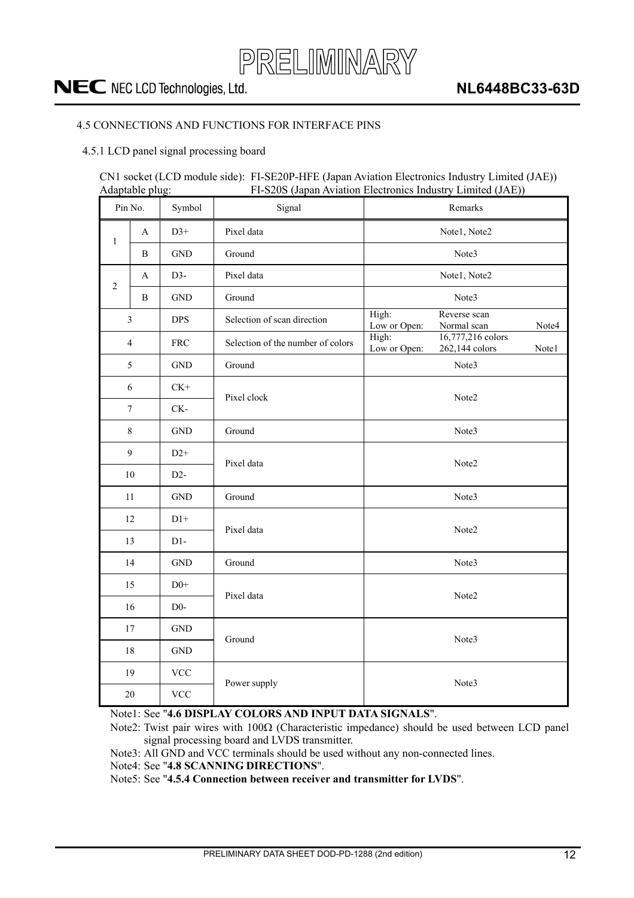## 4.5 CONNECTIONS AND FUNCTIONS FOR INTERFACE PINS

### 4.5.1 LCD panel signal processing board

CN1 socket (LCD module side): FI-SE20P-HFE (Japan Aviation Electronics Industry Limited (JAE))
Adaptable plug: FI-S20S (Japan Aviation Electronics Industry Limited (JAE))

| Pin No. | | Symbol | Signal | Remarks |
|---|---|---|---|---|
| 1 | A | D3+ | Pixel data | Note1, Note2 |
| | B | GND | Ground | Note3 |
| 2 | A | D3- | Pixel data | Note1, Note2 |
| | B | GND | Ground | Note3 |
| 3 | | DPS | Selection of scan direction | High: Reverse scan<br>Low or Open: Normal scan Note4 |
| 4 | | FRC | Selection of the number of colors | High: 16,777,216 colors<br>Low or Open: 262,144 colors Note1 |
| 5 | | GND | Ground | Note3 |
| 6 | | CK+ | Pixel clock | Note2 |
| 7 | | CK- | | |
| 8 | | GND | Ground | Note3 |
| 9 | | D2+ | Pixel data | Note2 |
| 10 | | D2- | | |
| 11 | | GND | Ground | Note3 |
| 12 | | D1+ | Pixel data | Note2 |
| 13 | | D1- | | |
| 14 | | GND | Ground | Note3 |
| 15 | | D0+ | Pixel data | Note2 |
| 16 | | D0- | | |
| 17 | | GND | Ground | Note3 |
| 18 | | GND | | |
| 19 | | VCC | Power supply | Note3 |
| 20 | | VCC | | |

Note1: See "**4.6 DISPLAY COLORS AND INPUT DATA SIGNALS**".

Note2: Twist pair wires with 100Ω (Characteristic impedance) should be used between LCD panel signal processing board and LVDS transmitter.

Note3: All GND and VCC terminals should be used without any non-connected lines.

Note4: See "**4.8 SCANNING DIRECTIONS**".

Note5: See "**4.5.4 Connection between receiver and transmitter for LVDS**".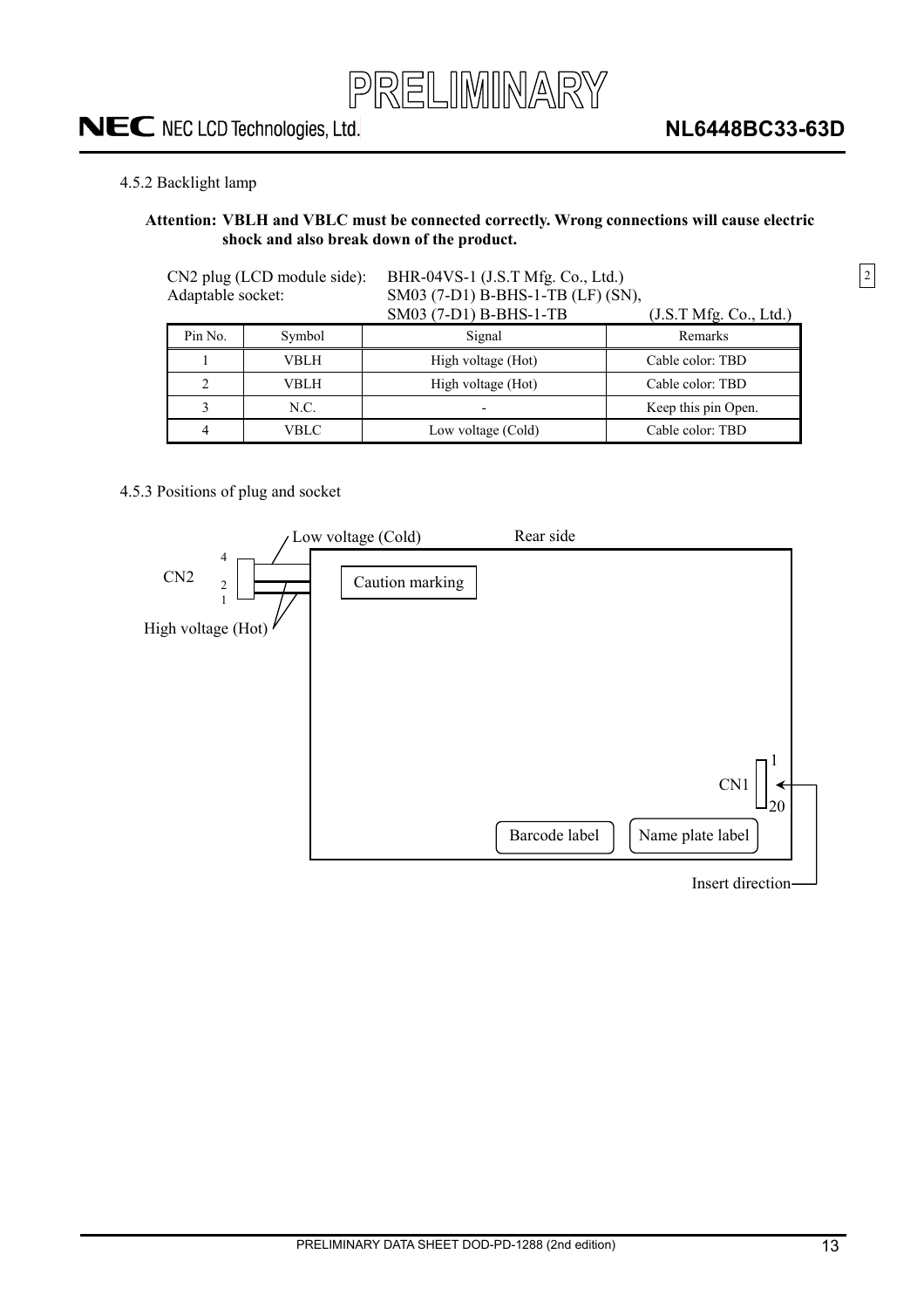### 4.5.2 Backlight lamp

**Attention: VBLH and VBLC must be connected correctly. Wrong connections will cause electric shock and also break down of the product.**

CN2 plug (LCD module side): BHR-04VS-1 (J.S.T Mfg. Co., Ltd.)
Adaptable socket: SM03 (7-D1) B-BHS-1-TB (LF) (SN), SM03 (7-D1) B-BHS-1-TB (J.S.T Mfg. Co., Ltd.)

| Pin No. | Symbol | Signal | Remarks |
|---|---|---|---|
| 1 | VBLH | High voltage (Hot) | Cable color: TBD |
| 2 | VBLH | High voltage (Hot) | Cable color: TBD |
| 3 | N.C. | - | Keep this pin Open. |
| 4 | VBLC | Low voltage (Cold) | Cable color: TBD |

### 4.5.3 Positions of plug and socket

Low voltage (Cold)

Rear side

CN2 4 2 1

Caution marking

High voltage (Hot)

CN1 1 20

Barcode label

Name plate label

Insert direction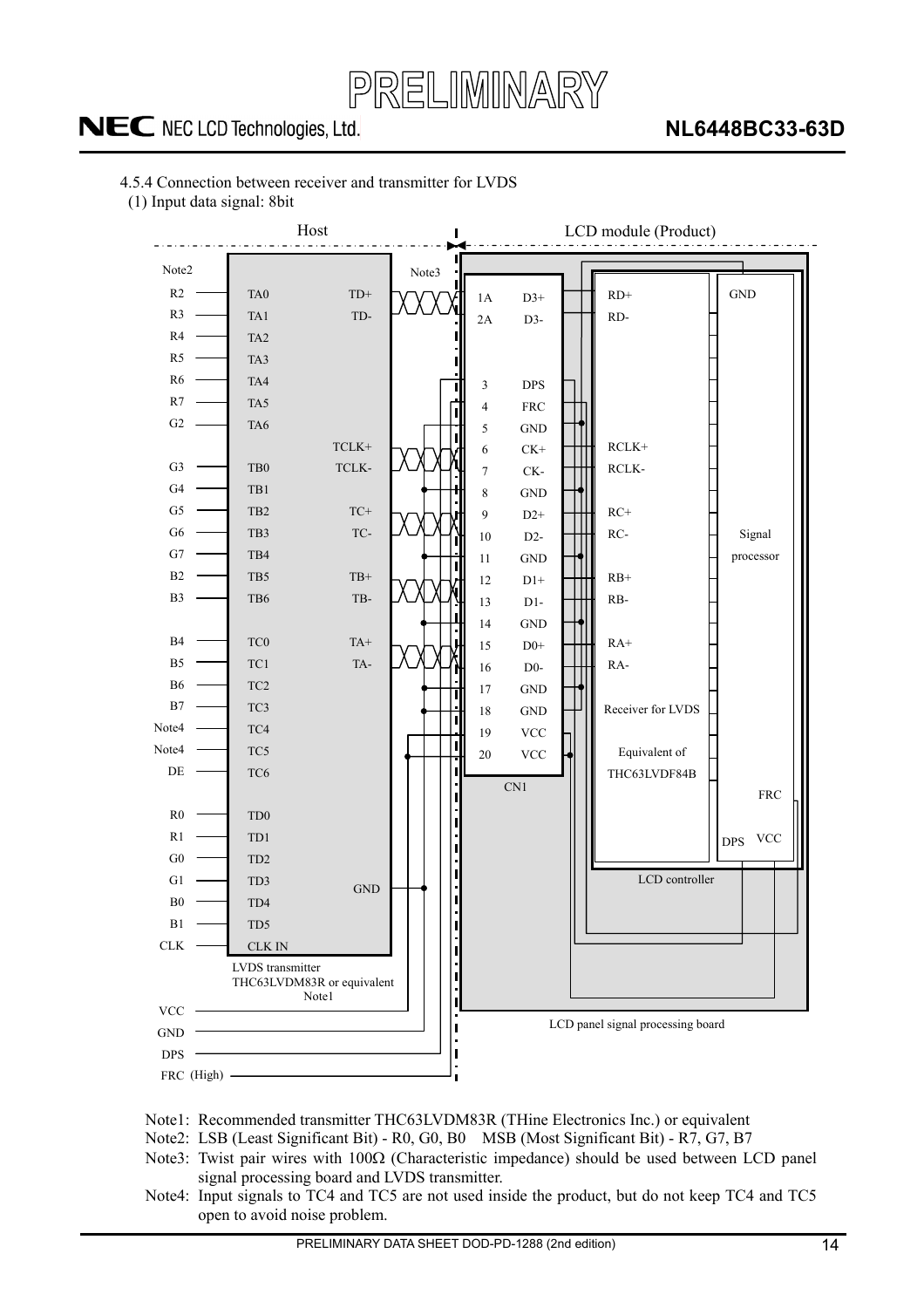4.5.4 Connection between receiver and transmitter for LVDS

(1) Input data signal: 8bit

Host | LCD module (Product)

| Input | LVDS transmitter pin | LVDS transmitter output | CN1 pin | CN1 signal | Receiver for LVDS |
|---|---|---|---|---|---|
| R2 | TA0 | TD+ | 1A | D3+ | RD+ |
| R3 | TA1 | TD- | 2A | D3- | RD- |
| R4 | TA2 | | 3 | DPS | |
| R5 | TA3 | | 4 | FRC | |
| R6 | TA4 | | 5 | GND | |
| R7 | TA5 | TCLK+ | 6 | CK+ | RCLK+ |
| G2 | TA6 | TCLK- | 7 | CK- | RCLK- |
| G3 | TB0 | | 8 | GND | |
| G4 | TB1 | TC+ | 9 | D2+ | RC+ |
| G5 | TB2 | TC- | 10 | D2- | RC- |
| G6 | TB3 | | 11 | GND | |
| G7 | TB4 | TB+ | 12 | D1+ | RB+ |
| B2 | TB5 | TB- | 13 | D1- | RB- |
| B3 | TB6 | | 14 | GND | |
| B4 | TC0 | TA+ | 15 | D0+ | RA+ |
| B5 | TC1 | TA- | 16 | D0- | RA- |
| B6 | TC2 | | 17 | GND | |
| B7 | TC3 | | 18 | GND | |
| Note4 | TC4 | | 19 | VCC | |
| Note4 | TC5 | | 20 | VCC | |
| DE | TC6 | | | | |
| R0 | TD0 | | | | |
| R1 | TD1 | | | | |
| G0 | TD2 | | | | |
| G1 | TD3 | GND | | | |
| B0 | TD4 | | | | |
| B1 | TD5 | | | | |
| CLK | CLK IN | | | | |

Other host connections: VCC, GND, DPS, FRC (High)

LVDS transmitter THC63LVDM83R or equivalent (Note1)

CN1 — Receiver for LVDS Equivalent of THC63LVDF84B — LCD controller — Signal processor (GND, FRC, DPS, VCC)

LCD panel signal processing board

Note1: Recommended transmitter THC63LVDM83R (THine Electronics Inc.) or equivalent

Note2: LSB (Least Significant Bit) - R0, G0, B0  MSB (Most Significant Bit) - R7, G7, B7

Note3: Twist pair wires with 100Ω (Characteristic impedance) should be used between LCD panel signal processing board and LVDS transmitter.

Note4: Input signals to TC4 and TC5 are not used inside the product, but do not keep TC4 and TC5 open to avoid noise problem.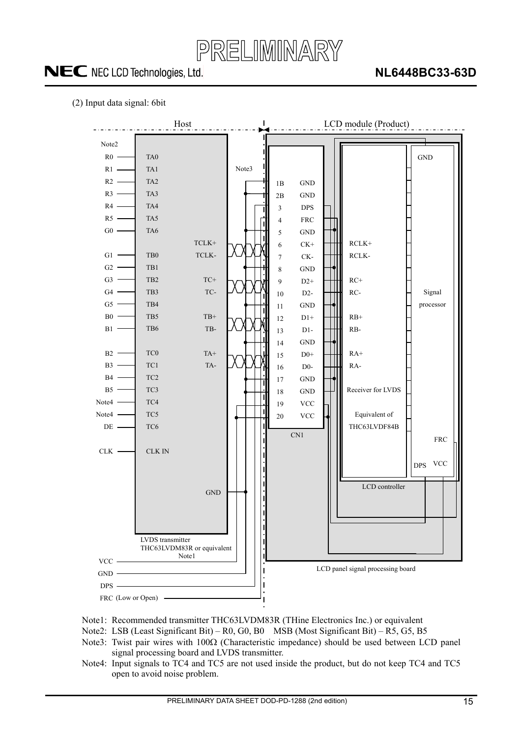(2) Input data signal: 6bit

| Host signal | LVDS transmitter input | LVDS transmitter output | CN1 pin | CN1 signal | Receiver for LVDS |
|---|---|---|---|---|---|
| R0 | TA0 | | | | |
| R1 | TA1 | | | | |
| R2 | TA2 | | 1B | GND | |
| R3 | TA3 | | 2B | GND | |
| R4 | TA4 | | 3 | DPS | |
| R5 | TA5 | | 4 | FRC | |
| G0 | TA6 | | 5 | GND | |
| | | TCLK+ | 6 | CK+ | RCLK+ |
| G1 | TB0 | TCLK- | 7 | CK- | RCLK- |
| G2 | TB1 | | 8 | GND | |
| G3 | TB2 | TC+ | 9 | D2+ | RC+ |
| G4 | TB3 | TC- | 10 | D2- | RC- |
| G5 | TB4 | | 11 | GND | |
| B0 | TB5 | TB+ | 12 | D1+ | RB+ |
| B1 | TB6 | TB- | 13 | D1- | RB- |
| | | | 14 | GND | |
| B2 | TC0 | TA+ | 15 | D0+ | RA+ |
| B3 | TC1 | TA- | 16 | D0- | RA- |
| B4 | TC2 | | 17 | GND | |
| B5 | TC3 | | 18 | GND | |
| Note4 | TC4 | | 19 | VCC | |
| Note4 | TC5 | | 20 | VCC | |
| DE | TC6 | | | | |
| CLK | CLK IN | | | | |
| | | GND | | | |

Host: LVDS transmitter THC63LVDM83R or equivalent (Note1); external lines VCC, GND, DPS, FRC (Low or Open).

LCD module (Product): CN1 → LCD controller (Receiver for LVDS, Equivalent of THC63LVDF84B; Signal processor with GND, FRC, DPS, VCC) on LCD panel signal processing board. Twist pair wires (Note3) between host and CN1.

Note1: Recommended transmitter THC63LVDM83R (THine Electronics Inc.) or equivalent

Note2: LSB (Least Significant Bit) – R0, G0, B0 MSB (Most Significant Bit) – R5, G5, B5

Note3: Twist pair wires with 100Ω (Characteristic impedance) should be used between LCD panel signal processing board and LVDS transmitter.

Note4: Input signals to TC4 and TC5 are not used inside the product, but do not keep TC4 and TC5 open to avoid noise problem.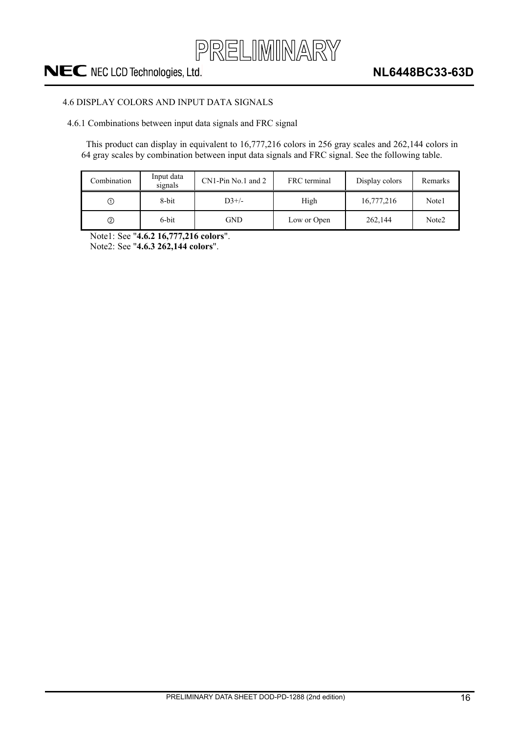### 4.6 DISPLAY COLORS AND INPUT DATA SIGNALS

#### 4.6.1 Combinations between input data signals and FRC signal

This product can display in equivalent to 16,777,216 colors in 256 gray scales and 262,144 colors in 64 gray scales by combination between input data signals and FRC signal. See the following table.

| Combination | Input data signals | CN1-Pin No.1 and 2 | FRC terminal | Display colors | Remarks |
|---|---|---|---|---|---|
| ① | 8-bit | D3+/- | High | 16,777,216 | Note1 |
| ② | 6-bit | GND | Low or Open | 262,144 | Note2 |

Note1: See "**4.6.2 16,777,216 colors**".
Note2: See "**4.6.3 262,144 colors**".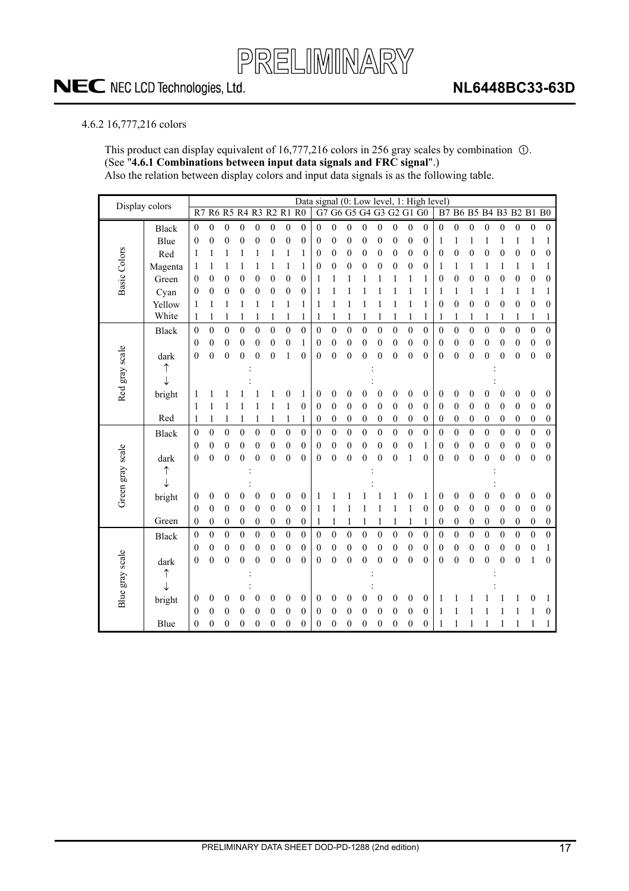4.6.2 16,777,216 colors

This product can display equivalent of 16,777,216 colors in 256 gray scales by combination ①.
(See "**4.6.1 Combinations between input data signals and FRC signal**".)
Also the relation between display colors and input data signals is as the following table.

| Display colors | | R7 | R6 | R5 | R4 | R3 | R2 | R1 | R0 | G7 | G6 | G5 | G4 | G3 | G2 | G1 | G0 | B7 | B6 | B5 | B4 | B3 | B2 | B1 | B0 |
|---|---|---|---|---|---|---|---|---|---|---|---|---|---|---|---|---|---|---|---|---|---|---|---|---|---|
| Basic Colors | Black | 0 | 0 | 0 | 0 | 0 | 0 | 0 | 0 | 0 | 0 | 0 | 0 | 0 | 0 | 0 | 0 | 0 | 0 | 0 | 0 | 0 | 0 | 0 | 0 |
| | Blue | 0 | 0 | 0 | 0 | 0 | 0 | 0 | 0 | 0 | 0 | 0 | 0 | 0 | 0 | 0 | 0 | 1 | 1 | 1 | 1 | 1 | 1 | 1 | 1 |
| | Red | 1 | 1 | 1 | 1 | 1 | 1 | 1 | 1 | 0 | 0 | 0 | 0 | 0 | 0 | 0 | 0 | 0 | 0 | 0 | 0 | 0 | 0 | 0 | 0 |
| | Magenta | 1 | 1 | 1 | 1 | 1 | 1 | 1 | 1 | 0 | 0 | 0 | 0 | 0 | 0 | 0 | 0 | 1 | 1 | 1 | 1 | 1 | 1 | 1 | 1 |
| | Green | 0 | 0 | 0 | 0 | 0 | 0 | 0 | 0 | 1 | 1 | 1 | 1 | 1 | 1 | 1 | 1 | 0 | 0 | 0 | 0 | 0 | 0 | 0 | 0 |
| | Cyan | 0 | 0 | 0 | 0 | 0 | 0 | 0 | 0 | 1 | 1 | 1 | 1 | 1 | 1 | 1 | 1 | 1 | 1 | 1 | 1 | 1 | 1 | 1 | 1 |
| | Yellow | 1 | 1 | 1 | 1 | 1 | 1 | 1 | 1 | 1 | 1 | 1 | 1 | 1 | 1 | 1 | 1 | 0 | 0 | 0 | 0 | 0 | 0 | 0 | 0 |
| | White | 1 | 1 | 1 | 1 | 1 | 1 | 1 | 1 | 1 | 1 | 1 | 1 | 1 | 1 | 1 | 1 | 1 | 1 | 1 | 1 | 1 | 1 | 1 | 1 |
| Red gray scale | Black | 0 | 0 | 0 | 0 | 0 | 0 | 0 | 0 | 0 | 0 | 0 | 0 | 0 | 0 | 0 | 0 | 0 | 0 | 0 | 0 | 0 | 0 | 0 | 0 |
| | | 0 | 0 | 0 | 0 | 0 | 0 | 0 | 1 | 0 | 0 | 0 | 0 | 0 | 0 | 0 | 0 | 0 | 0 | 0 | 0 | 0 | 0 | 0 | 0 |
| | dark | 0 | 0 | 0 | 0 | 0 | 0 | 1 | 0 | 0 | 0 | 0 | 0 | 0 | 0 | 0 | 0 | 0 | 0 | 0 | 0 | 0 | 0 | 0 | 0 |
| | ↑ | | | | : | | | | | | | | : | | | | | | | | : | | | | |
| | ↓ | | | | : | | | | | | | | : | | | | | | | | : | | | | |
| | bright | 1 | 1 | 1 | 1 | 1 | 1 | 0 | 1 | 0 | 0 | 0 | 0 | 0 | 0 | 0 | 0 | 0 | 0 | 0 | 0 | 0 | 0 | 0 | 0 |
| | | 1 | 1 | 1 | 1 | 1 | 1 | 1 | 0 | 0 | 0 | 0 | 0 | 0 | 0 | 0 | 0 | 0 | 0 | 0 | 0 | 0 | 0 | 0 | 0 |
| | Red | 1 | 1 | 1 | 1 | 1 | 1 | 1 | 1 | 0 | 0 | 0 | 0 | 0 | 0 | 0 | 0 | 0 | 0 | 0 | 0 | 0 | 0 | 0 | 0 |
| Green gray scale | Black | 0 | 0 | 0 | 0 | 0 | 0 | 0 | 0 | 0 | 0 | 0 | 0 | 0 | 0 | 0 | 0 | 0 | 0 | 0 | 0 | 0 | 0 | 0 | 0 |
| | | 0 | 0 | 0 | 0 | 0 | 0 | 0 | 0 | 0 | 0 | 0 | 0 | 0 | 0 | 0 | 1 | 0 | 0 | 0 | 0 | 0 | 0 | 0 | 0 |
| | dark | 0 | 0 | 0 | 0 | 0 | 0 | 0 | 0 | 0 | 0 | 0 | 0 | 0 | 0 | 1 | 0 | 0 | 0 | 0 | 0 | 0 | 0 | 0 | 0 |
| | ↑ | | | | : | | | | | | | | : | | | | | | | | : | | | | |
| | ↓ | | | | : | | | | | | | | : | | | | | | | | : | | | | |
| | bright | 0 | 0 | 0 | 0 | 0 | 0 | 0 | 0 | 1 | 1 | 1 | 1 | 1 | 1 | 0 | 1 | 0 | 0 | 0 | 0 | 0 | 0 | 0 | 0 |
| | | 0 | 0 | 0 | 0 | 0 | 0 | 0 | 0 | 1 | 1 | 1 | 1 | 1 | 1 | 1 | 0 | 0 | 0 | 0 | 0 | 0 | 0 | 0 | 0 |
| | Green | 0 | 0 | 0 | 0 | 0 | 0 | 0 | 0 | 1 | 1 | 1 | 1 | 1 | 1 | 1 | 1 | 0 | 0 | 0 | 0 | 0 | 0 | 0 | 0 |
| Blue gray scale | Black | 0 | 0 | 0 | 0 | 0 | 0 | 0 | 0 | 0 | 0 | 0 | 0 | 0 | 0 | 0 | 0 | 0 | 0 | 0 | 0 | 0 | 0 | 0 | 0 |
| | | 0 | 0 | 0 | 0 | 0 | 0 | 0 | 0 | 0 | 0 | 0 | 0 | 0 | 0 | 0 | 0 | 0 | 0 | 0 | 0 | 0 | 0 | 0 | 1 |
| | dark | 0 | 0 | 0 | 0 | 0 | 0 | 0 | 0 | 0 | 0 | 0 | 0 | 0 | 0 | 0 | 0 | 0 | 0 | 0 | 0 | 0 | 0 | 1 | 0 |
| | ↑ | | | | : | | | | | | | | : | | | | | | | | : | | | | |
| | ↓ | | | | : | | | | | | | | : | | | | | | | | : | | | | |
| | bright | 0 | 0 | 0 | 0 | 0 | 0 | 0 | 0 | 0 | 0 | 0 | 0 | 0 | 0 | 0 | 0 | 1 | 1 | 1 | 1 | 1 | 1 | 0 | 1 |
| | | 0 | 0 | 0 | 0 | 0 | 0 | 0 | 0 | 0 | 0 | 0 | 0 | 0 | 0 | 0 | 0 | 1 | 1 | 1 | 1 | 1 | 1 | 1 | 0 |
| | Blue | 0 | 0 | 0 | 0 | 0 | 0 | 0 | 0 | 0 | 0 | 0 | 0 | 0 | 0 | 0 | 0 | 1 | 1 | 1 | 1 | 1 | 1 | 1 | 1 |

Data signal (0: Low level, 1: High level)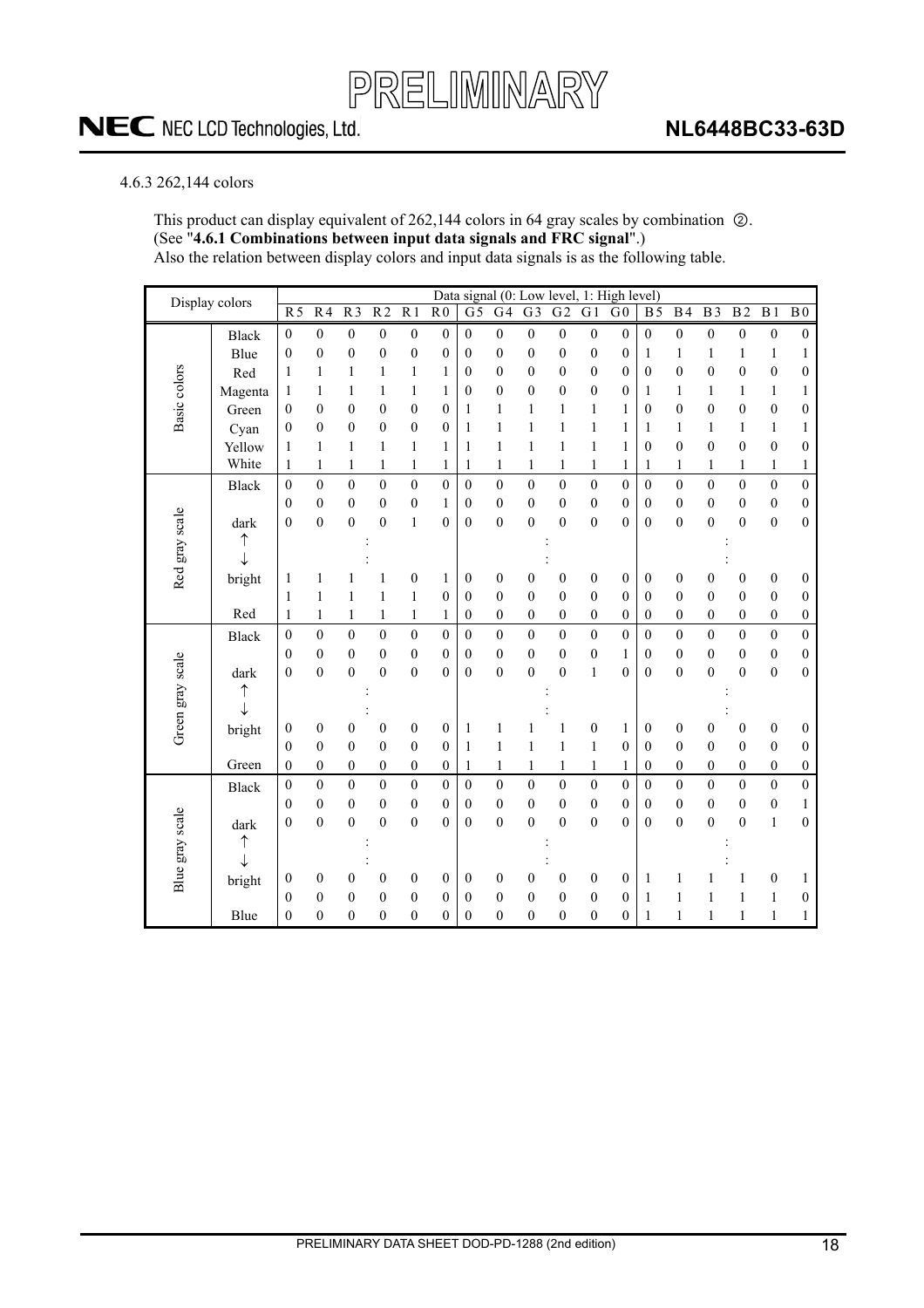4.6.3 262,144 colors

This product can display equivalent of 262,144 colors in 64 gray scales by combination ②. (See "**4.6.1 Combinations between input data signals and FRC signal**".)
Also the relation between display colors and input data signals is as the following table.

| Display colors | | Data signal (0: Low level, 1: High level) | | | | | | | | | | | | | | | | | |
|---|---|---|---|---|---|---|---|---|---|---|---|---|---|---|---|---|---|---|---|
| | | R5 | R4 | R3 | R2 | R1 | R0 | G5 | G4 | G3 | G2 | G1 | G0 | B5 | B4 | B3 | B2 | B1 | B0 |
| Basic colors | Black | 0 | 0 | 0 | 0 | 0 | 0 | 0 | 0 | 0 | 0 | 0 | 0 | 0 | 0 | 0 | 0 | 0 | 0 |
| | Blue | 0 | 0 | 0 | 0 | 0 | 0 | 0 | 0 | 0 | 0 | 0 | 0 | 1 | 1 | 1 | 1 | 1 | 1 |
| | Red | 1 | 1 | 1 | 1 | 1 | 1 | 0 | 0 | 0 | 0 | 0 | 0 | 0 | 0 | 0 | 0 | 0 | 0 |
| | Magenta | 1 | 1 | 1 | 1 | 1 | 1 | 0 | 0 | 0 | 0 | 0 | 0 | 1 | 1 | 1 | 1 | 1 | 1 |
| | Green | 0 | 0 | 0 | 0 | 0 | 0 | 1 | 1 | 1 | 1 | 1 | 1 | 0 | 0 | 0 | 0 | 0 | 0 |
| | Cyan | 0 | 0 | 0 | 0 | 0 | 0 | 1 | 1 | 1 | 1 | 1 | 1 | 1 | 1 | 1 | 1 | 1 | 1 |
| | Yellow | 1 | 1 | 1 | 1 | 1 | 1 | 1 | 1 | 1 | 1 | 1 | 1 | 0 | 0 | 0 | 0 | 0 | 0 |
| | White | 1 | 1 | 1 | 1 | 1 | 1 | 1 | 1 | 1 | 1 | 1 | 1 | 1 | 1 | 1 | 1 | 1 | 1 |
| Red gray scale | Black | 0 | 0 | 0 | 0 | 0 | 0 | 0 | 0 | 0 | 0 | 0 | 0 | 0 | 0 | 0 | 0 | 0 | 0 |
| | | 0 | 0 | 0 | 0 | 0 | 1 | 0 | 0 | 0 | 0 | 0 | 0 | 0 | 0 | 0 | 0 | 0 | 0 |
| | dark | 0 | 0 | 0 | 0 | 1 | 0 | 0 | 0 | 0 | 0 | 0 | 0 | 0 | 0 | 0 | 0 | 0 | 0 |
| | ↑ | | | : | | | | | | : | | | | | | : | | | |
| | ↓ | | | : | | | | | | : | | | | | | : | | | |
| | bright | 1 | 1 | 1 | 1 | 0 | 1 | 0 | 0 | 0 | 0 | 0 | 0 | 0 | 0 | 0 | 0 | 0 | 0 |
| | | 1 | 1 | 1 | 1 | 1 | 0 | 0 | 0 | 0 | 0 | 0 | 0 | 0 | 0 | 0 | 0 | 0 | 0 |
| | Red | 1 | 1 | 1 | 1 | 1 | 1 | 0 | 0 | 0 | 0 | 0 | 0 | 0 | 0 | 0 | 0 | 0 | 0 |
| Green gray scale | Black | 0 | 0 | 0 | 0 | 0 | 0 | 0 | 0 | 0 | 0 | 0 | 0 | 0 | 0 | 0 | 0 | 0 | 0 |
| | | 0 | 0 | 0 | 0 | 0 | 0 | 0 | 0 | 0 | 0 | 0 | 1 | 0 | 0 | 0 | 0 | 0 | 0 |
| | dark | 0 | 0 | 0 | 0 | 0 | 0 | 0 | 0 | 0 | 0 | 1 | 0 | 0 | 0 | 0 | 0 | 0 | 0 |
| | ↑ | | | : | | | | | | : | | | | | | : | | | |
| | ↓ | | | : | | | | | | : | | | | | | : | | | |
| | bright | 0 | 0 | 0 | 0 | 0 | 0 | 1 | 1 | 1 | 1 | 0 | 1 | 0 | 0 | 0 | 0 | 0 | 0 |
| | | 0 | 0 | 0 | 0 | 0 | 0 | 1 | 1 | 1 | 1 | 1 | 0 | 0 | 0 | 0 | 0 | 0 | 0 |
| | Green | 0 | 0 | 0 | 0 | 0 | 0 | 1 | 1 | 1 | 1 | 1 | 1 | 0 | 0 | 0 | 0 | 0 | 0 |
| Blue gray scale | Black | 0 | 0 | 0 | 0 | 0 | 0 | 0 | 0 | 0 | 0 | 0 | 0 | 0 | 0 | 0 | 0 | 0 | 0 |
| | | 0 | 0 | 0 | 0 | 0 | 0 | 0 | 0 | 0 | 0 | 0 | 0 | 0 | 0 | 0 | 0 | 0 | 1 |
| | dark | 0 | 0 | 0 | 0 | 0 | 0 | 0 | 0 | 0 | 0 | 0 | 0 | 0 | 0 | 0 | 0 | 1 | 0 |
| | ↑ | | | : | | | | | | : | | | | | | : | | | |
| | ↓ | | | : | | | | | | : | | | | | | : | | | |
| | bright | 0 | 0 | 0 | 0 | 0 | 0 | 0 | 0 | 0 | 0 | 0 | 0 | 1 | 1 | 1 | 1 | 0 | 1 |
| | | 0 | 0 | 0 | 0 | 0 | 0 | 0 | 0 | 0 | 0 | 0 | 0 | 1 | 1 | 1 | 1 | 1 | 0 |
| | Blue | 0 | 0 | 0 | 0 | 0 | 0 | 0 | 0 | 0 | 0 | 0 | 0 | 1 | 1 | 1 | 1 | 1 | 1 |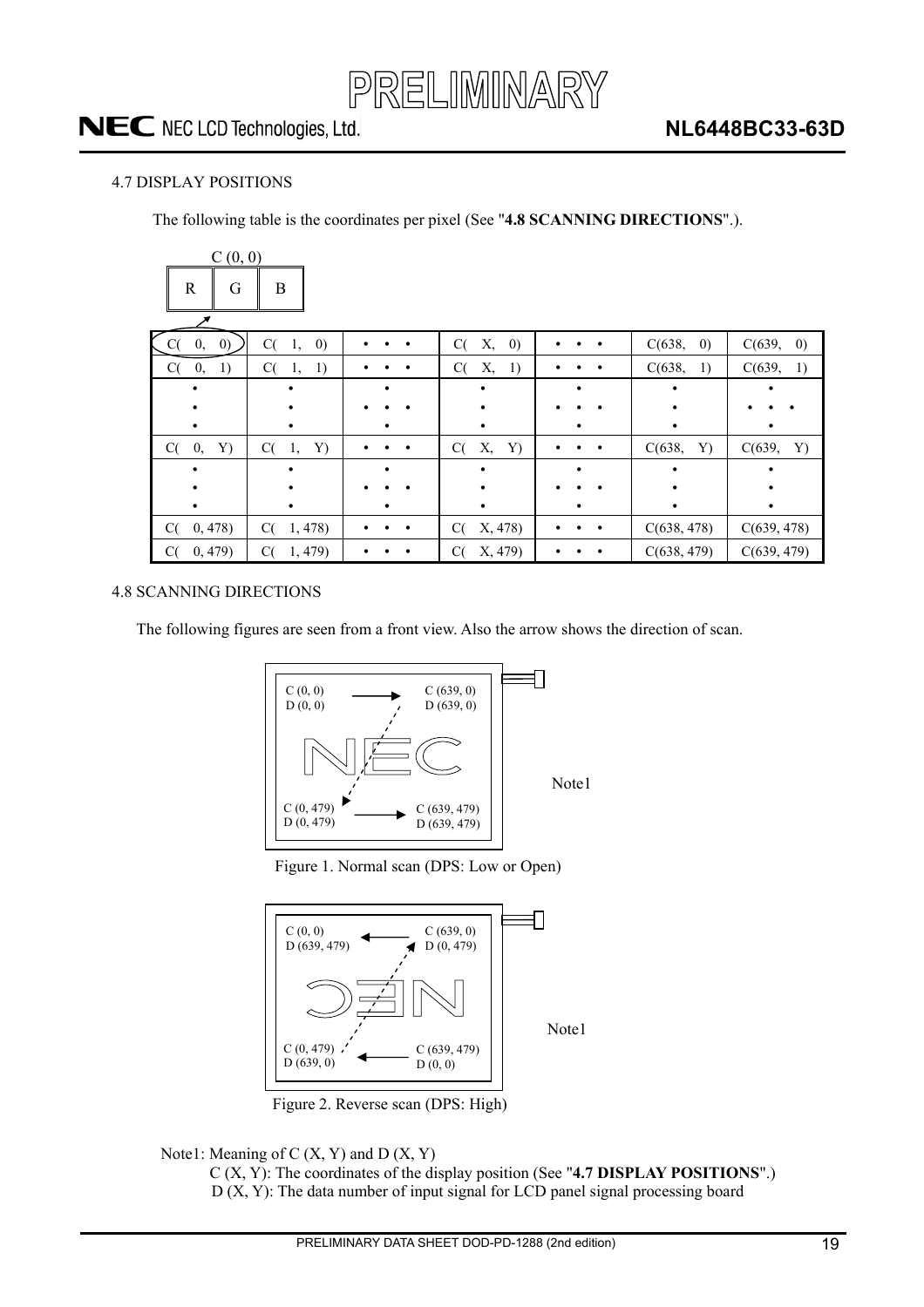## 4.7 DISPLAY POSITIONS

The following table is the coordinates per pixel (See "**4.8 SCANNING DIRECTIONS**".).

C (0, 0)

| R | G | B |
|---|---|---|

| C( 0, 0) | C( 1, 0) | • • • | C( X, 0) | • • • | C(638, 0) | C(639, 0) |
|---|---|---|---|---|---|---|
| C( 0, 1) | C( 1, 1) | • • • | C( X, 1) | • • • | C(638, 1) | C(639, 1) |
| • | • | • | • | • | • | • |
| C( 0, Y) | C( 1, Y) | • • • | C( X, Y) | • • • | C(638, Y) | C(639, Y) |
| • | • | • | • | • | • | • |
| C( 0, 478) | C( 1, 478) | • • • | C( X, 478) | • • • | C(638, 478) | C(639, 478) |
| C( 0, 479) | C( 1, 479) | • • • | C( X, 479) | • • • | C(638, 479) | C(639, 479) |

## 4.8 SCANNING DIRECTIONS

The following figures are seen from a front view. Also the arrow shows the direction of scan.

C (0, 0) D (0, 0) → C (639, 0) D (639, 0)

C (0, 479) D (0, 479) → C (639, 479) D (639, 479)

Note1

Figure 1. Normal scan (DPS: Low or Open)

C (0, 0) D (639, 479) ← C (639, 0) D (0, 479)

C (0, 479) D (639, 0) ← C (639, 479) D (0, 0)

Note1

Figure 2. Reverse scan (DPS: High)

Note1: Meaning of C (X, Y) and D (X, Y)
C (X, Y): The coordinates of the display position (See "**4.7 DISPLAY POSITIONS**".)
D (X, Y): The data number of input signal for LCD panel signal processing board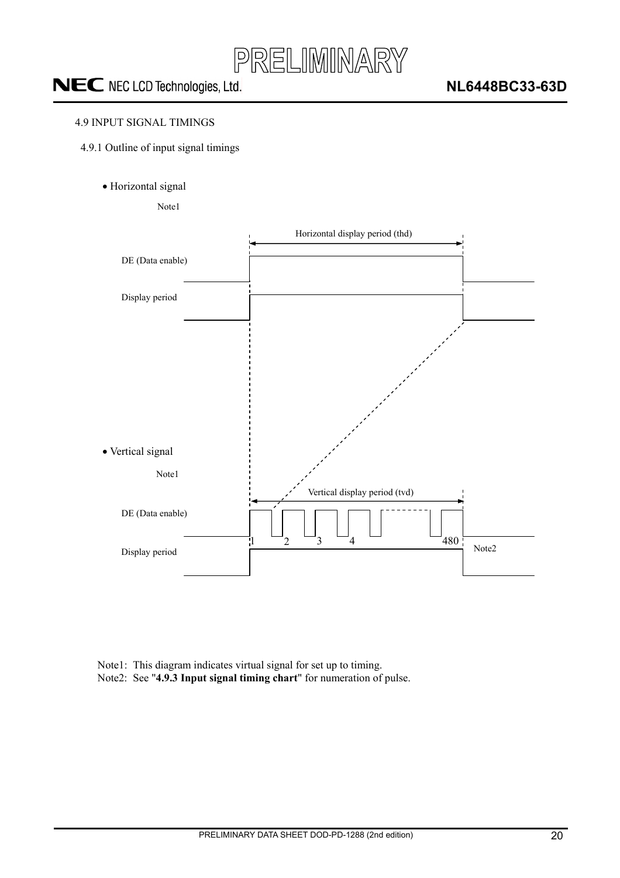4.9 INPUT SIGNAL TIMINGS

4.9.1 Outline of input signal timings

- Horizontal signal

Note1

Horizontal display period (thd)

DE (Data enable)

Display period

- Vertical signal

Note1

Vertical display period (tvd)

DE (Data enable)

1 2 3 4 480

Display period

Note2

Note1: This diagram indicates virtual signal for set up to timing.
Note2: See "**4.9.3 Input signal timing chart**" for numeration of pulse.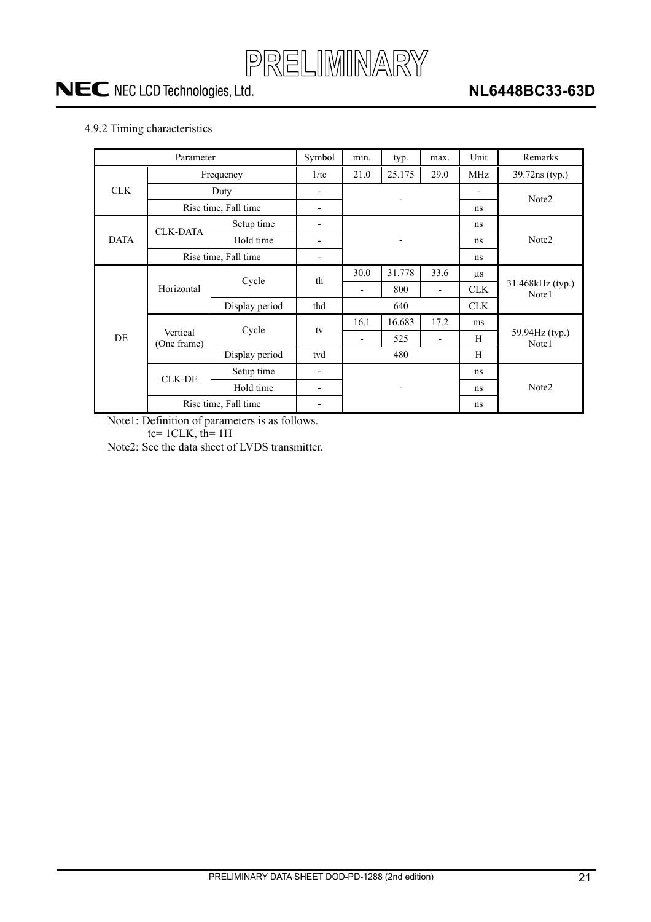4.9.2 Timing characteristics

| Parameter | | | Symbol | min. | typ. | max. | Unit | Remarks |
|---|---|---|---|---|---|---|---|---|
| CLK | Frequency | | 1/tc | 21.0 | 25.175 | 29.0 | MHz | 39.72ns (typ.) |
| | Duty | | - | - | | | - | Note2 |
| | Rise time, Fall time | | - | | | | ns | |
| DATA | CLK-DATA | Setup time | - | - | | | ns | Note2 |
| | | Hold time | - | | | | ns | |
| | Rise time, Fall time | | - | | | | ns | |
| DE | Horizontal | Cycle | th | 30.0 | 31.778 | 33.6 | μs | 31.468kHz (typ.) Note1 |
| | | | | - | 800 | - | CLK | |
| | | Display period | thd | | 640 | | CLK | |
| | Vertical (One frame) | Cycle | tv | 16.1 | 16.683 | 17.2 | ms | 59.94Hz (typ.) Note1 |
| | | | | - | 525 | - | H | |
| | | Display period | tvd | | 480 | | H | |
| | CLK-DE | Setup time | - | - | | | ns | Note2 |
| | | Hold time | - | | | | ns | |
| | Rise time, Fall time | | - | | | | ns | |

Note1: Definition of parameters is as follows.
tc= 1CLK, th= 1H

Note2: See the data sheet of LVDS transmitter.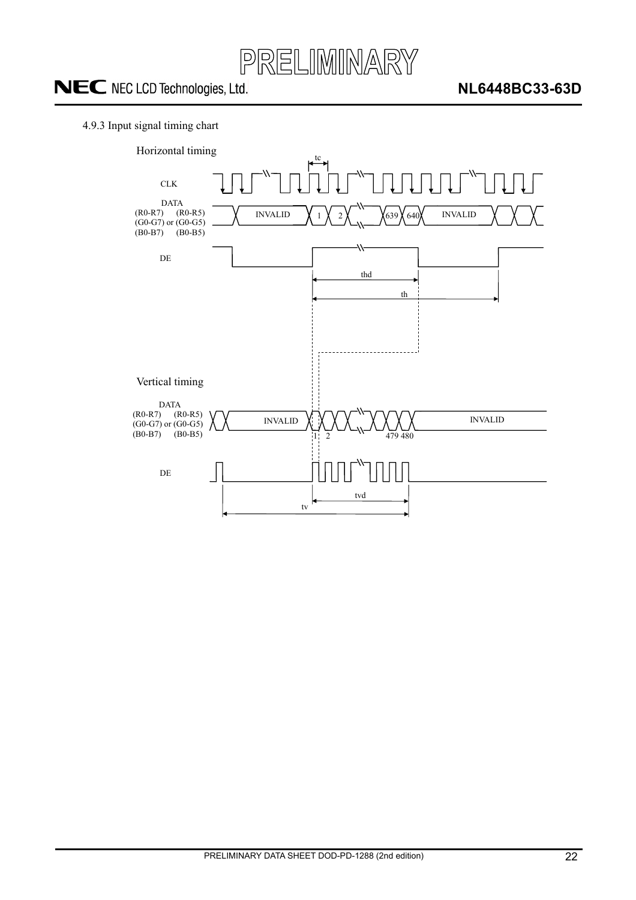4.9.3 Input signal timing chart

Horizontal timing

CLK

DATA
(R0-R7) (R0-R5)
(G0-G7) or (G0-G5)
(B0-B7) (B0-B5)

INVALID 1 2 639 640 INVALID

DE

tc

thd

th

Vertical timing

DATA
(R0-R7) (R0-R5)
(G0-G7) or (G0-G5)
(B0-B7) (B0-B5)

INVALID 1 2 479 480 INVALID

DE

tvd

tv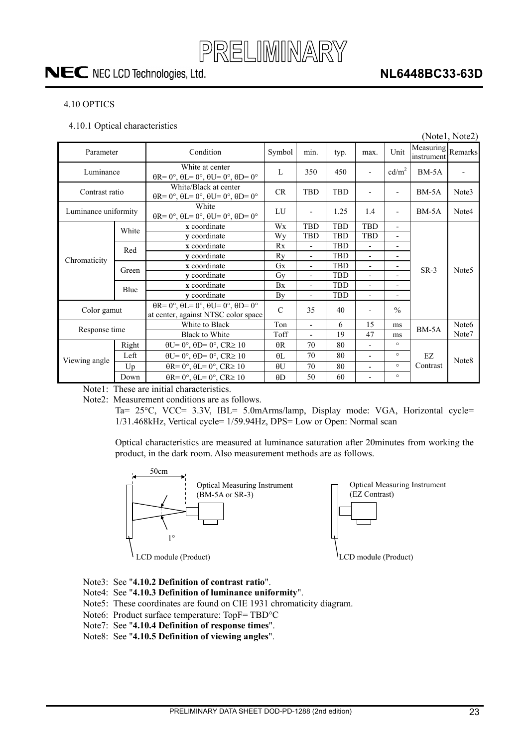## 4.10 OPTICS

### 4.10.1 Optical characteristics

(Note1, Note2)

| Parameter | | Condition | Symbol | min. | typ. | max. | Unit | Measuring instrument | Remarks |
|---|---|---|---|---|---|---|---|---|---|
| Luminance | | White at center θR= 0°, θL= 0°, θU= 0°, θD= 0° | L | 350 | 450 | - | cd/m² | BM-5A | - |
| Contrast ratio | | White/Black at center θR= 0°, θL= 0°, θU= 0°, θD= 0° | CR | TBD | TBD | - | - | BM-5A | Note3 |
| Luminance uniformity | | White θR= 0°, θL= 0°, θU= 0°, θD= 0° | LU | - | 1.25 | 1.4 | - | BM-5A | Note4 |
| Chromaticity | White | **x** coordinate | Wx | TBD | TBD | TBD | - | SR-3 | Note5 |
| | | **y** coordinate | Wy | TBD | TBD | TBD | - | | |
| | Red | **x** coordinate | Rx | - | TBD | - | - | | |
| | | **y** coordinate | Ry | - | TBD | - | - | | |
| | Green | **x** coordinate | Gx | - | TBD | - | - | | |
| | | **y** coordinate | Gy | - | TBD | - | - | | |
| | Blue | **x** coordinate | Bx | - | TBD | - | - | | |
| | | **y** coordinate | By | - | TBD | - | - | | |
| Color gamut | | θR= 0°, θL= 0°, θU= 0°, θD= 0° at center, against NTSC color space | C | 35 | 40 | - | % | | |
| Response time | | White to Black | Ton | - | 6 | 15 | ms | BM-5A | Note6 Note7 |
| | | Black to White | Toff | - | 19 | 47 | ms | | |
| Viewing angle | Right | θU= 0°, θD= 0°, CR≥ 10 | θR | 70 | 80 | - | ° | EZ Contrast | Note8 |
| | Left | θU= 0°, θD= 0°, CR≥ 10 | θL | 70 | 80 | - | ° | | |
| | Up | θR= 0°, θL= 0°, CR≥ 10 | θU | 70 | 80 | - | ° | | |
| | Down | θR= 0°, θL= 0°, CR≥ 10 | θD | 50 | 60 | - | ° | | |

Note1: These are initial characteristics.

Note2: Measurement conditions are as follows.

Ta= 25°C, VCC= 3.3V, IBL= 5.0mArms/lamp, Display mode: VGA, Horizontal cycle= 1/31.468kHz, Vertical cycle= 1/59.94Hz, DPS= Low or Open: Normal scan

Optical characteristics are measured at luminance saturation after 20minutes from working the product, in the dark room. Also measurement methods are as follows.

50cm — Optical Measuring Instrument (BM-5A or SR-3) — 1° — LCD module (Product)

Optical Measuring Instrument (EZ Contrast) — LCD module (Product)

Note3: See "**4.10.2 Definition of contrast ratio**".

Note4: See "**4.10.3 Definition of luminance uniformity**".

Note5: These coordinates are found on CIE 1931 chromaticity diagram.

Note6: Product surface temperature: TopF= TBD°C

Note7: See "**4.10.4 Definition of response times**".

Note8: See "**4.10.5 Definition of viewing angles**".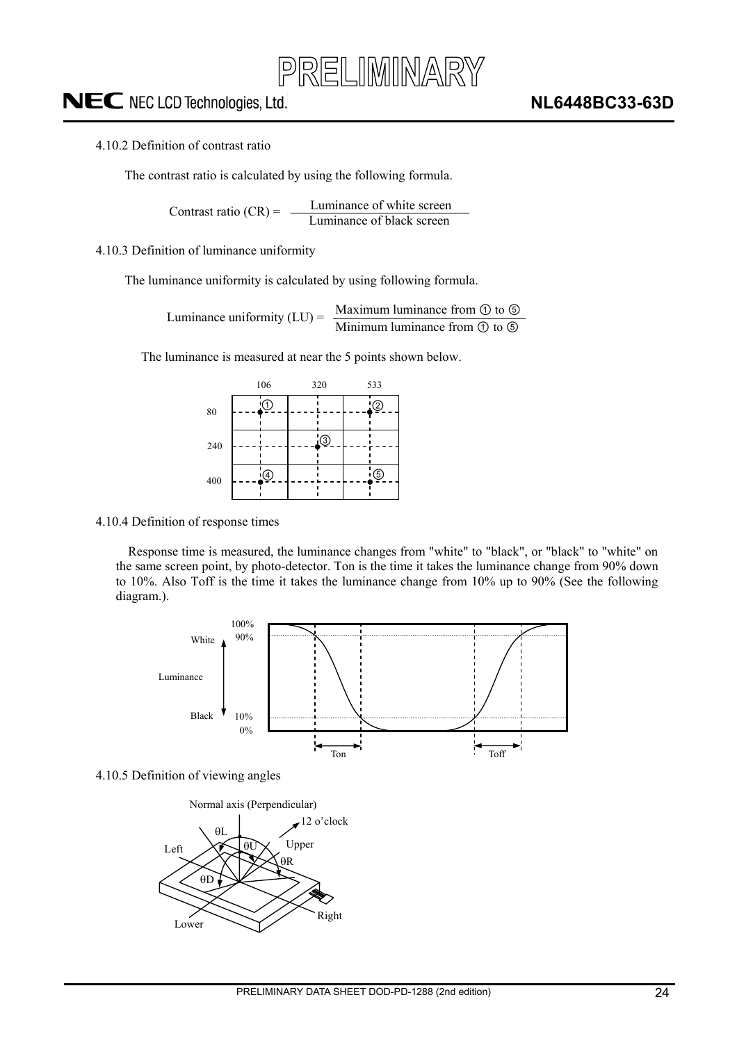4.10.2 Definition of contrast ratio

The contrast ratio is calculated by using the following formula.

$$\text{Contrast ratio (CR)} = \frac{\text{Luminance of white screen}}{\text{Luminance of black screen}}$$

4.10.3 Definition of luminance uniformity

The luminance uniformity is calculated by using following formula.

$$\text{Luminance uniformity (LU)} = \frac{\text{Maximum luminance from ① to ⑤}}{\text{Minimum luminance from ① to ⑤}}$$

The luminance is measured at near the 5 points shown below.

| | 106 | 320 | 533 |
|---|---|---|---|
| 80 | ① | | ② |
| 240 | | ③ | |
| 400 | ④ | | ⑤ |

4.10.4 Definition of response times

Response time is measured, the luminance changes from "white" to "black", or "black" to "white" on the same screen point, by photo-detector. Ton is the time it takes the luminance change from 90% down to 10%. Also Toff is the time it takes the luminance change from 10% up to 90% (See the following diagram.).

4.10.5 Definition of viewing angles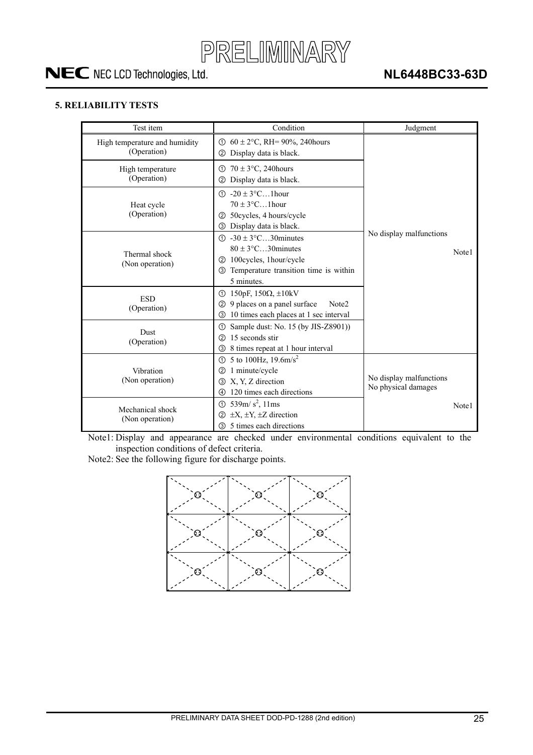## 5. RELIABILITY TESTS

| Test item | Condition | Judgment |
|---|---|---|
| High temperature and humidity (Operation) | ① $60 \pm 2$°C, RH= 90%, 240hours<br>② Display data is black. | No display malfunctions<br><br>Note1 |
| High temperature (Operation) | ① $70 \pm 3$°C, 240hours<br>② Display data is black. | |
| Heat cycle (Operation) | ① $-20 \pm 3$°C…1hour<br>$70 \pm 3$°C…1hour<br>② 50cycles, 4 hours/cycle<br>③ Display data is black. | |
| Thermal shock (Non operation) | ① $-30 \pm 3$°C…30minutes<br>$80 \pm 3$°C…30minutes<br>② 100cycles, 1hour/cycle<br>③ Temperature transition time is within 5 minutes. | |
| ESD (Operation) | ① 150pF, 150Ω, ±10kV<br>② 9 places on a panel surface Note2<br>③ 10 times each places at 1 sec interval | |
| Dust (Operation) | ① Sample dust: No. 15 (by JIS-Z8901))<br>② 15 seconds stir<br>③ 8 times repeat at 1 hour interval | |
| Vibration (Non operation) | ① 5 to 100Hz, $19.6 m/s^2$<br>② 1 minute/cycle<br>③ X, Y, Z direction<br>④ 120 times each directions | No display malfunctions<br>No physical damages<br><br>Note1 |
| Mechanical shock (Non operation) | ① $539 m/s^2$, 11ms<br>② ±X, ±Y, ±Z direction<br>③ 5 times each directions | |

Note1: Display and appearance are checked under environmental conditions equivalent to the inspection conditions of defect criteria.

Note2: See the following figure for discharge points.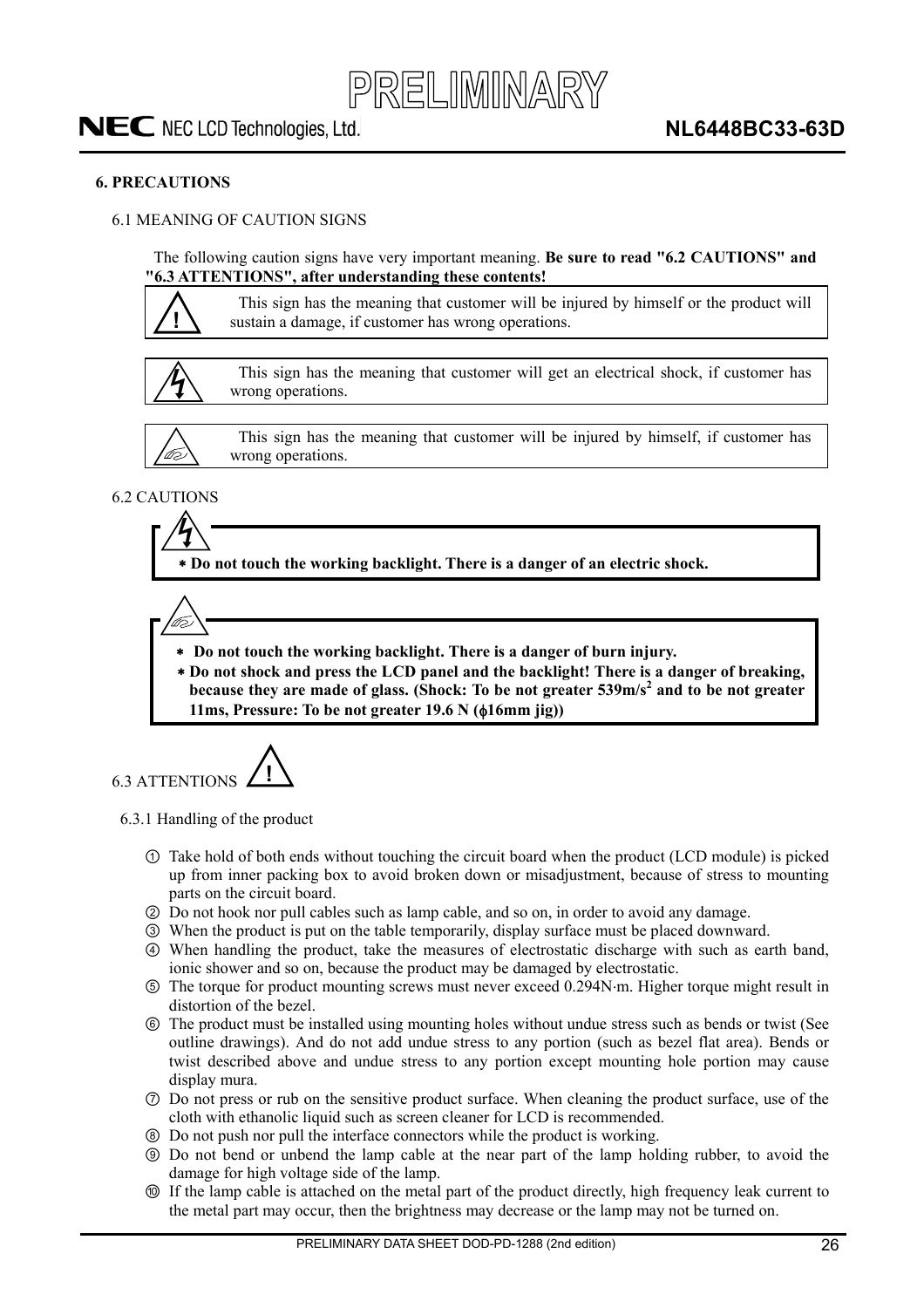## 6. PRECAUTIONS

### 6.1 MEANING OF CAUTION SIGNS

The following caution signs have very important meaning. **Be sure to read "6.2 CAUTIONS" and "6.3 ATTENTIONS", after understanding these contents!**

| | |
|---|---|
| ! | This sign has the meaning that customer will be injured by himself or the product will sustain a damage, if customer has wrong operations. |

| | |
|---|---|
| ⚡ | This sign has the meaning that customer will get an electrical shock, if customer has wrong operations. |

| | |
|---|---|
| ☝ | This sign has the meaning that customer will be injured by himself, if customer has wrong operations. |

### 6.2 CAUTIONS

⚡

- **Do not touch the working backlight. There is a danger of an electric shock.**

☝

- **Do not touch the working backlight. There is a danger of burn injury.**
- **Do not shock and press the LCD panel and the backlight! There is a danger of breaking, because they are made of glass. (Shock: To be not greater 539m/s$^2$ and to be not greater 11ms, Pressure: To be not greater 19.6 N (ϕ16mm jig))**

### 6.3 ATTENTIONS !

#### 6.3.1 Handling of the product

① Take hold of both ends without touching the circuit board when the product (LCD module) is picked up from inner packing box to avoid broken down or misadjustment, because of stress to mounting parts on the circuit board.

② Do not hook nor pull cables such as lamp cable, and so on, in order to avoid any damage.

③ When the product is put on the table temporarily, display surface must be placed downward.

④ When handling the product, take the measures of electrostatic discharge with such as earth band, ionic shower and so on, because the product may be damaged by electrostatic.

⑤ The torque for product mounting screws must never exceed 0.294N·m. Higher torque might result in distortion of the bezel.

⑥ The product must be installed using mounting holes without undue stress such as bends or twist (See outline drawings). And do not add undue stress to any portion (such as bezel flat area). Bends or twist described above and undue stress to any portion except mounting hole portion may cause display mura.

⑦ Do not press or rub on the sensitive product surface. When cleaning the product surface, use of the cloth with ethanolic liquid such as screen cleaner for LCD is recommended.

⑧ Do not push nor pull the interface connectors while the product is working.

⑨ Do not bend or unbend the lamp cable at the near part of the lamp holding rubber, to avoid the damage for high voltage side of the lamp.

⑩ If the lamp cable is attached on the metal part of the product directly, high frequency leak current to the metal part may occur, then the brightness may decrease or the lamp may not be turned on.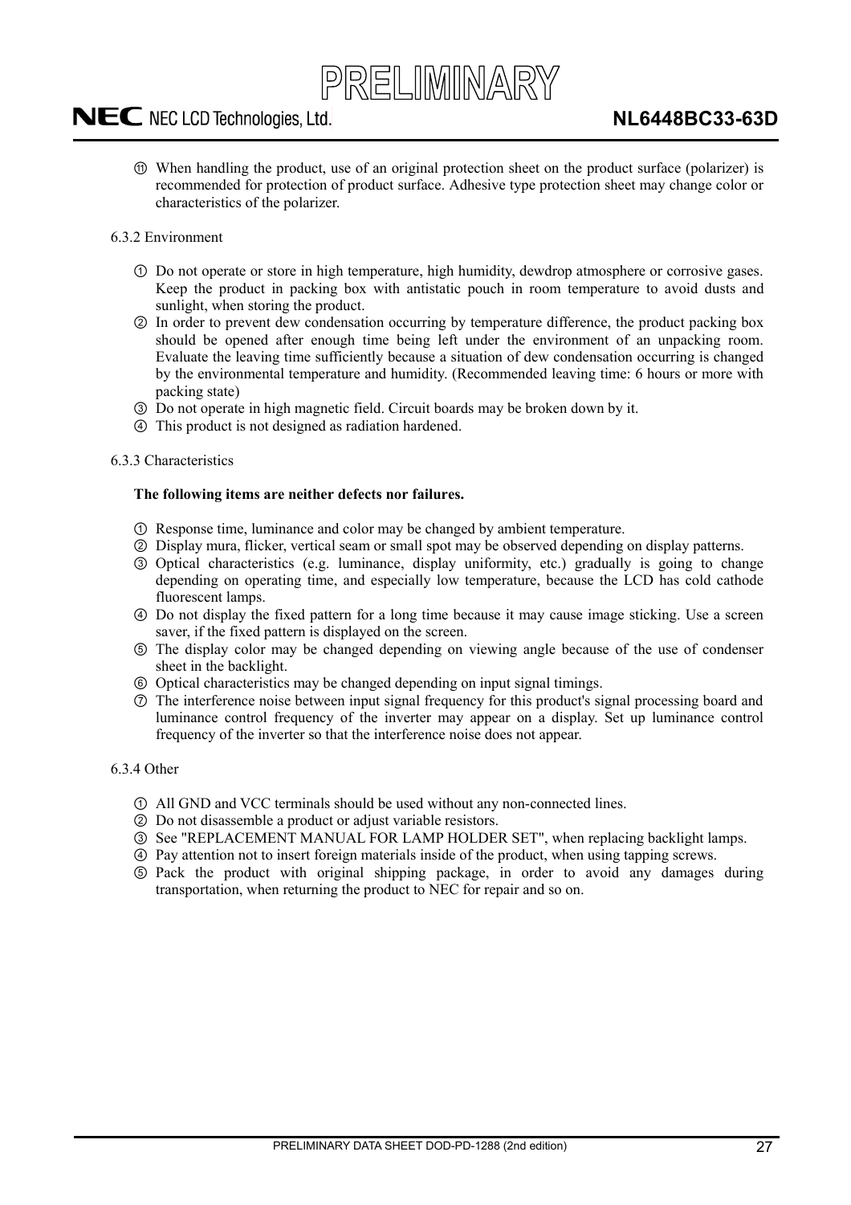⑪ When handling the product, use of an original protection sheet on the product surface (polarizer) is recommended for protection of product surface. Adhesive type protection sheet may change color or characteristics of the polarizer.

6.3.2 Environment

① Do not operate or store in high temperature, high humidity, dewdrop atmosphere or corrosive gases. Keep the product in packing box with antistatic pouch in room temperature to avoid dusts and sunlight, when storing the product.
② In order to prevent dew condensation occurring by temperature difference, the product packing box should be opened after enough time being left under the environment of an unpacking room. Evaluate the leaving time sufficiently because a situation of dew condensation occurring is changed by the environmental temperature and humidity. (Recommended leaving time: 6 hours or more with packing state)
③ Do not operate in high magnetic field. Circuit boards may be broken down by it.
④ This product is not designed as radiation hardened.

6.3.3 Characteristics

**The following items are neither defects nor failures.**

① Response time, luminance and color may be changed by ambient temperature.
② Display mura, flicker, vertical seam or small spot may be observed depending on display patterns.
③ Optical characteristics (e.g. luminance, display uniformity, etc.) gradually is going to change depending on operating time, and especially low temperature, because the LCD has cold cathode fluorescent lamps.
④ Do not display the fixed pattern for a long time because it may cause image sticking. Use a screen saver, if the fixed pattern is displayed on the screen.
⑤ The display color may be changed depending on viewing angle because of the use of condenser sheet in the backlight.
⑥ Optical characteristics may be changed depending on input signal timings.
⑦ The interference noise between input signal frequency for this product's signal processing board and luminance control frequency of the inverter may appear on a display. Set up luminance control frequency of the inverter so that the interference noise does not appear.

6.3.4 Other

① All GND and VCC terminals should be used without any non-connected lines.
② Do not disassemble a product or adjust variable resistors.
③ See "REPLACEMENT MANUAL FOR LAMP HOLDER SET", when replacing backlight lamps.
④ Pay attention not to insert foreign materials inside of the product, when using tapping screws.
⑤ Pack the product with original shipping package, in order to avoid any damages during transportation, when returning the product to NEC for repair and so on.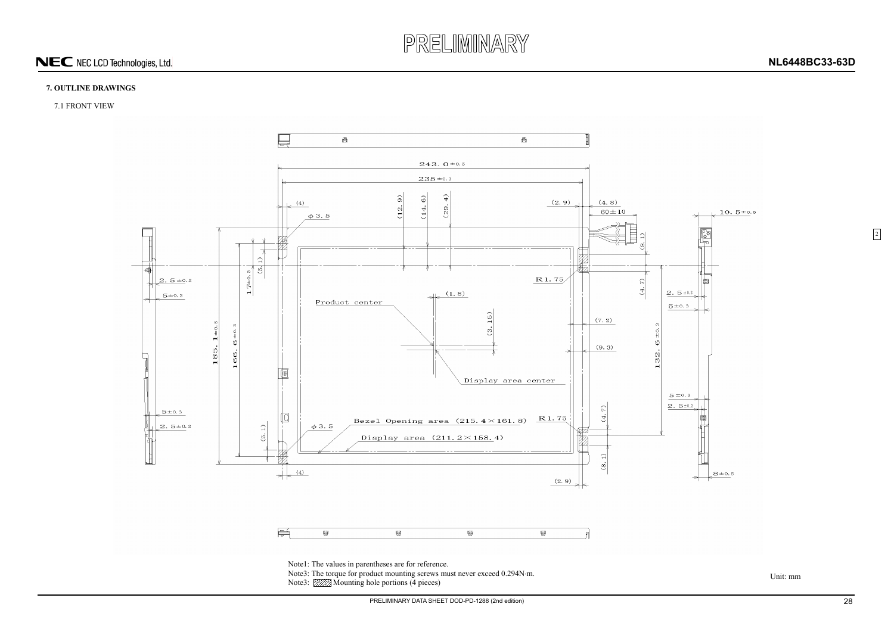## 7. OUTLINE DRAWINGS

### 7.1 FRONT VIEW

Note1: The values in parentheses are for reference.
Note3: The torque for product mounting screws must never exceed 0.294N·m.
Note3: Mounting hole portions (4 pieces)

Unit: mm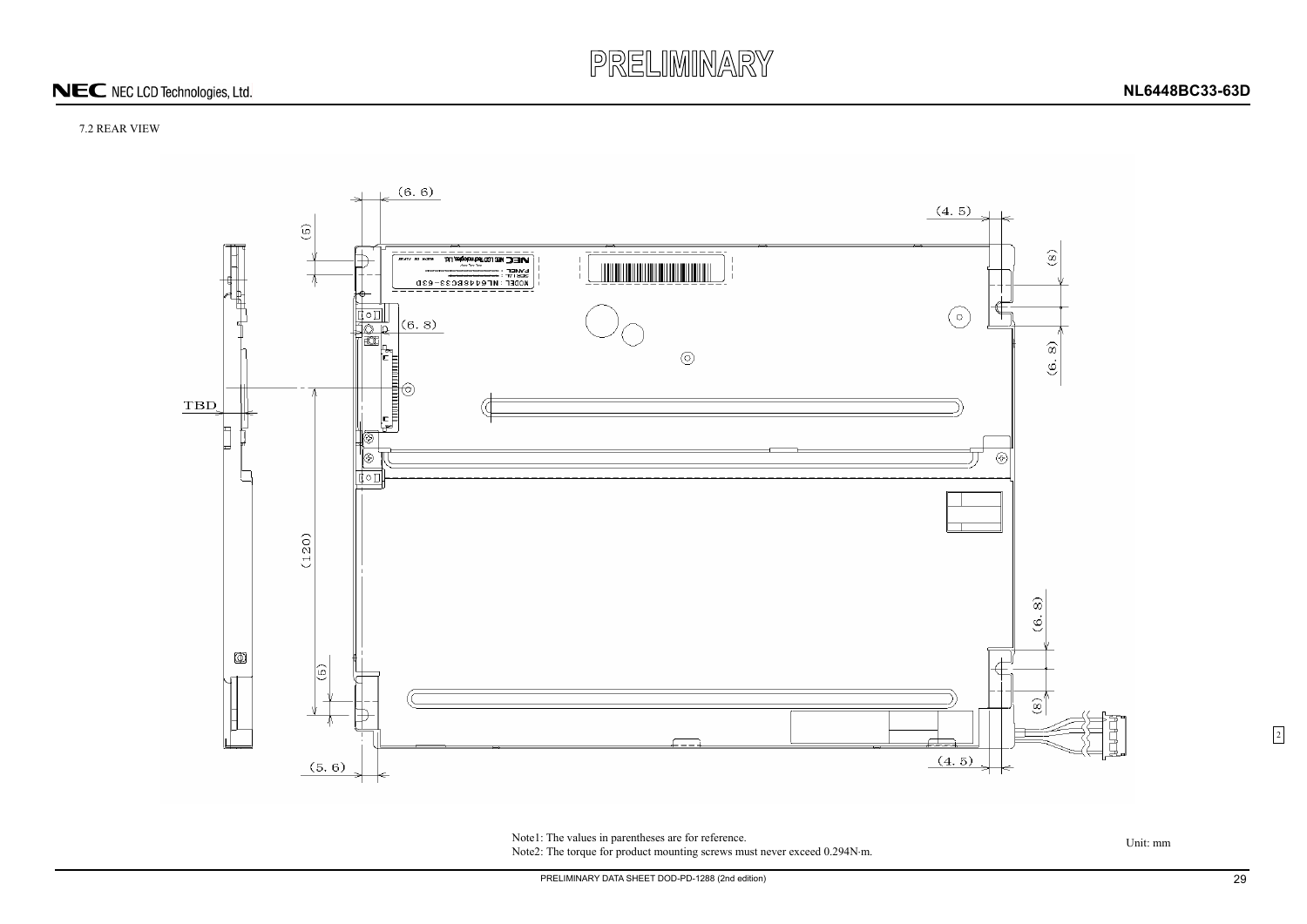PRELIMINARY

7.2 REAR VIEW

Note1: The values in parentheses are for reference.
Note2: The torque for product mounting screws must never exceed 0.294N·m.

Unit: mm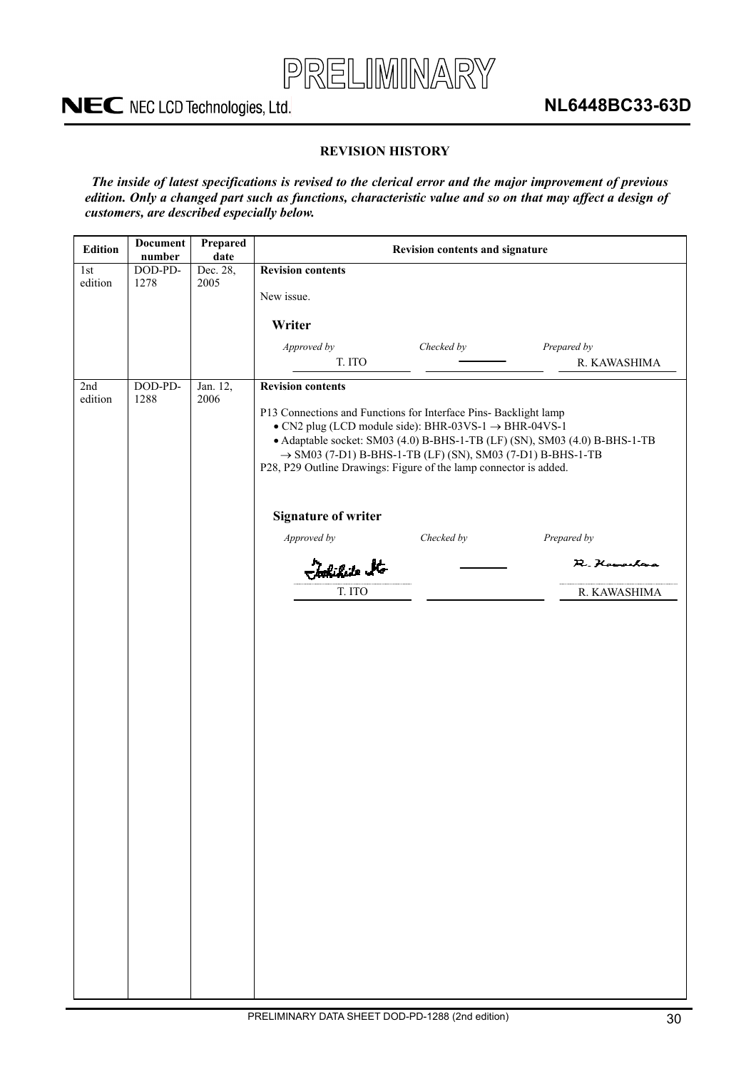**REVISION HISTORY**

***The inside of latest specifications is revised to the clerical error and the major improvement of previous edition. Only a changed part such as functions, characteristic value and so on that may affect a design of customers, are described especially below.***

| Edition | Document number | Prepared date | Revision contents and signature |
|---|---|---|---|
| 1st edition | DOD-PD-1278 | Dec. 28, 2005 | **Revision contents**<br><br>New issue.<br><br>**Writer**<br>*Approved by* T. ITO &nbsp;&nbsp; *Checked by* ――― &nbsp;&nbsp; *Prepared by* R. KAWASHIMA |
| 2nd edition | DOD-PD-1288 | Jan. 12, 2006 | **Revision contents**<br><br>P13 Connections and Functions for Interface Pins- Backlight lamp<br>• CN2 plug (LCD module side): BHR-03VS-1 → BHR-04VS-1<br>• Adaptable socket: SM03 (4.0) B-BHS-1-TB (LF) (SN), SM03 (4.0) B-BHS-1-TB → SM03 (7-D1) B-BHS-1-TB (LF) (SN), SM03 (7-D1) B-BHS-1-TB<br>P28, P29 Outline Drawings: Figure of the lamp connector is added.<br><br>**Signature of writer**<br>*Approved by* T. ITO &nbsp;&nbsp; *Checked by* ――― &nbsp;&nbsp; *Prepared by* R. KAWASHIMA |